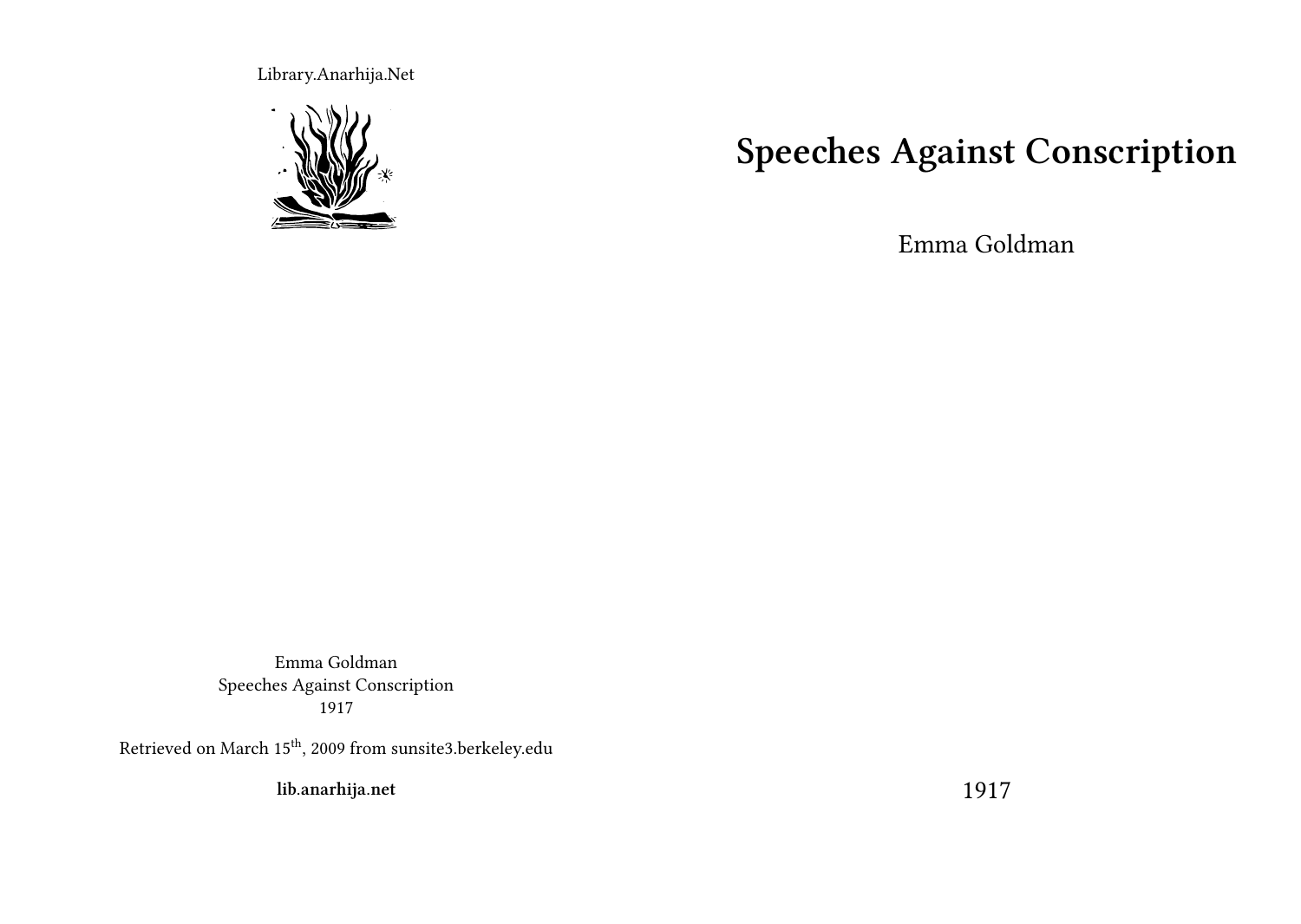Library.Anarhija.Net

# Speeches Against Conscription

Emma Goldman

1917

Emma Goldman
Speeches Against Conscription
1917

Retrieved on March 15th, 2009 from sunsite3.berkeley.edu

**lib.anarhija.net**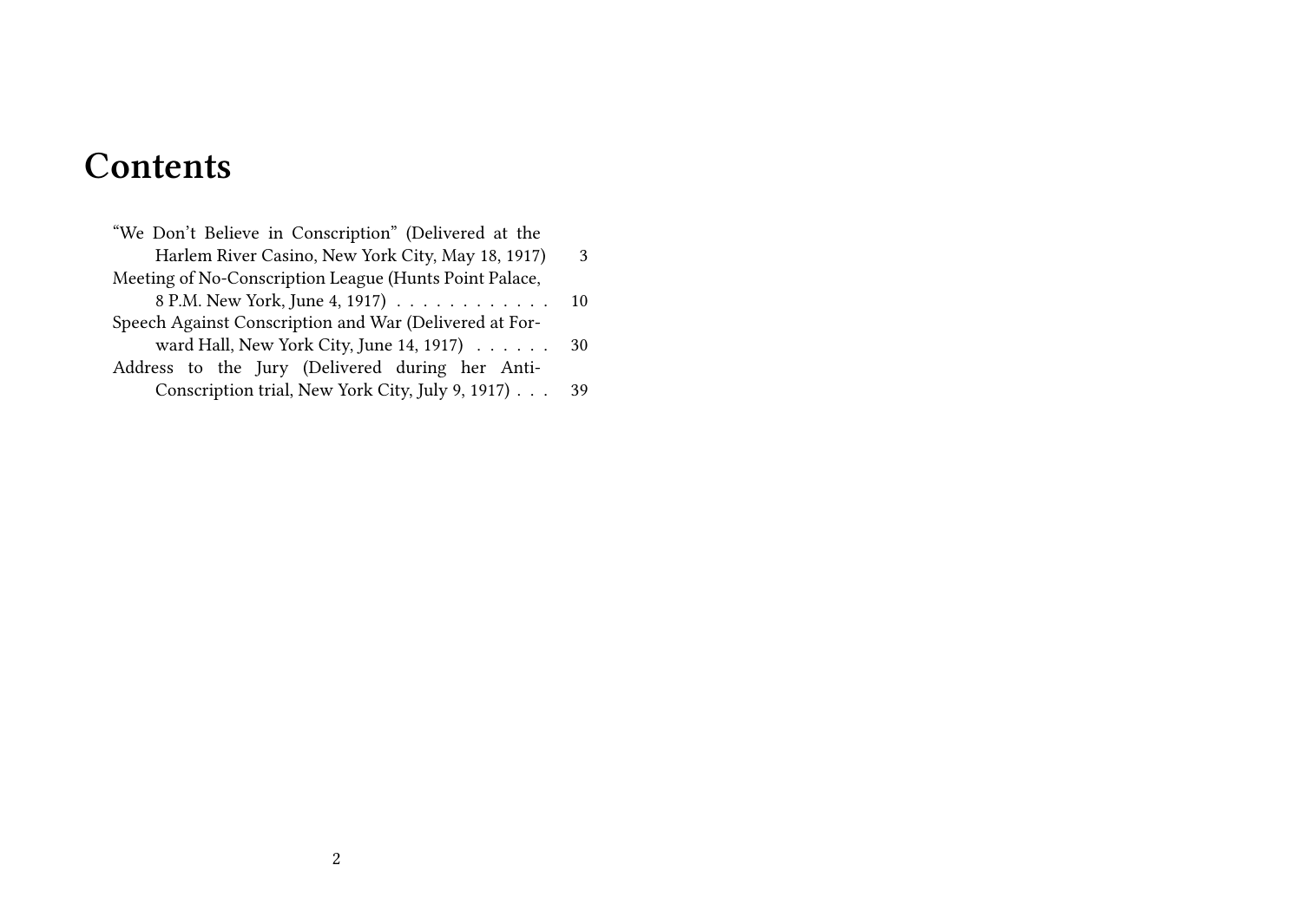# Contents

- "We Don't Believe in Conscription" (Delivered at the Harlem River Casino, New York City, May 18, 1917) 3
- Meeting of No-Conscription League (Hunts Point Palace, 8 P.M. New York, June 4, 1917) 10
- Speech Against Conscription and War (Delivered at Forward Hall, New York City, June 14, 1917) 30
- Address to the Jury (Delivered during her Anti-Conscription trial, New York City, July 9, 1917) 39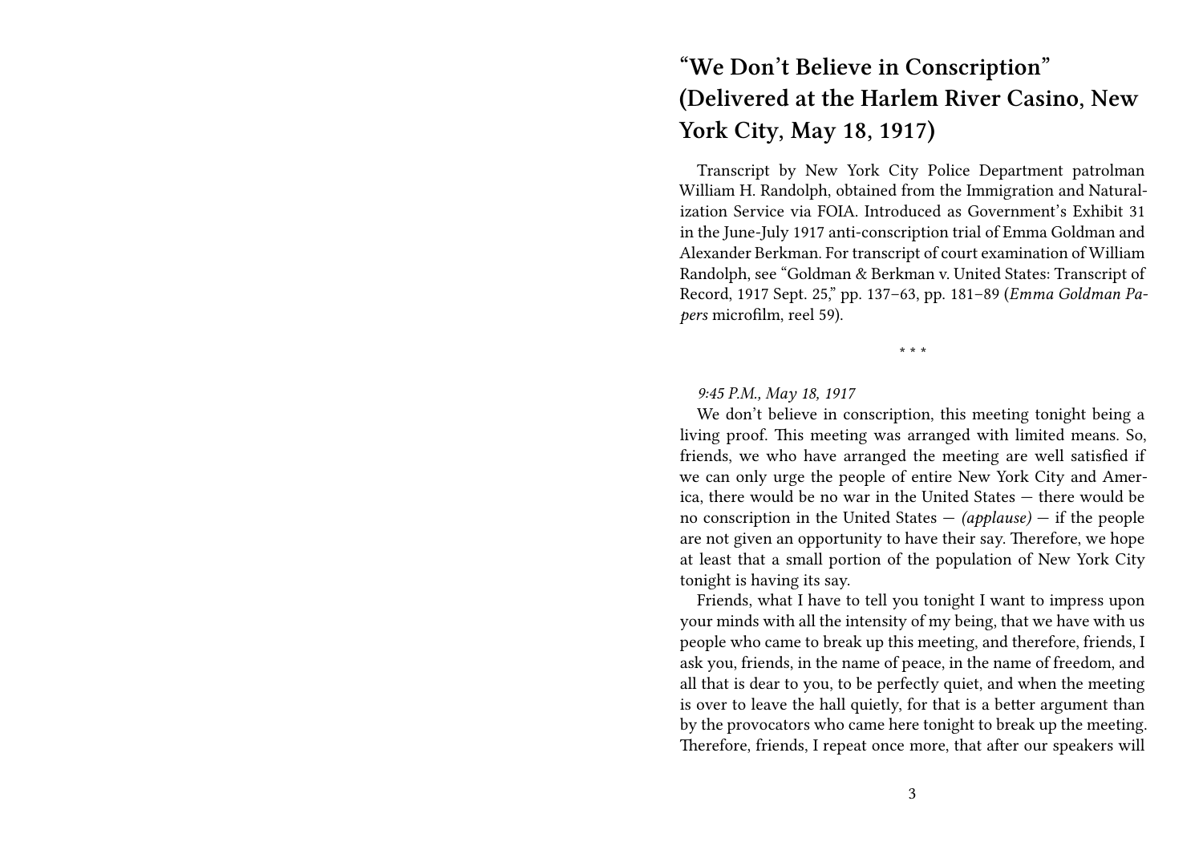# "We Don't Believe in Conscription" (Delivered at the Harlem River Casino, New York City, May 18, 1917)

Transcript by New York City Police Department patrolman William H. Randolph, obtained from the Immigration and Naturalization Service via FOIA. Introduced as Government's Exhibit 31 in the June-July 1917 anti-conscription trial of Emma Goldman and Alexander Berkman. For transcript of court examination of William Randolph, see "Goldman & Berkman v. United States: Transcript of Record, 1917 Sept. 25," pp. 137–63, pp. 181–89 (*Emma Goldman Papers* microfilm, reel 59).

\* \* \*

*9:45 P.M., May 18, 1917*

We don't believe in conscription, this meeting tonight being a living proof. This meeting was arranged with limited means. So, friends, we who have arranged the meeting are well satisfied if we can only urge the people of entire New York City and America, there would be no war in the United States — there would be no conscription in the United States — *(applause)* — if the people are not given an opportunity to have their say. Therefore, we hope at least that a small portion of the population of New York City tonight is having its say.

Friends, what I have to tell you tonight I want to impress upon your minds with all the intensity of my being, that we have with us people who came to break up this meeting, and therefore, friends, I ask you, friends, in the name of peace, in the name of freedom, and all that is dear to you, to be perfectly quiet, and when the meeting is over to leave the hall quietly, for that is a better argument than by the provocators who came here tonight to break up the meeting. Therefore, friends, I repeat once more, that after our speakers will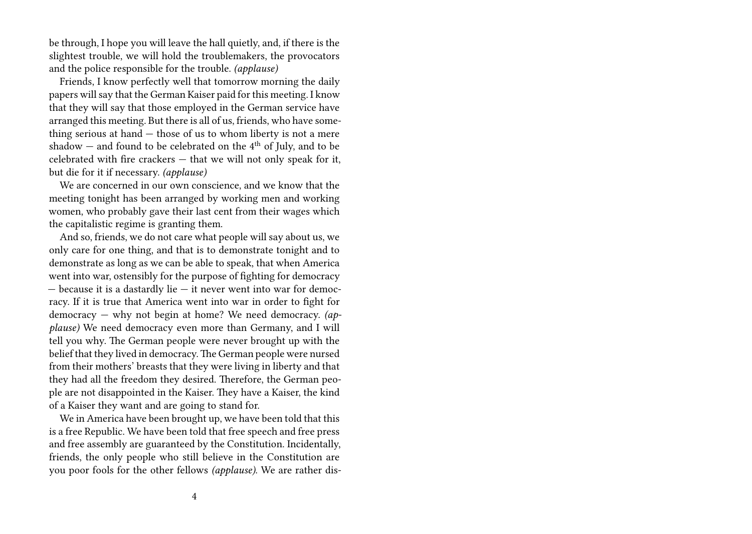be through, I hope you will leave the hall quietly, and, if there is the slightest trouble, we will hold the troublemakers, the provocators and the police responsible for the trouble. *(applause)*

Friends, I know perfectly well that tomorrow morning the daily papers will say that the German Kaiser paid for this meeting. I know that they will say that those employed in the German service have arranged this meeting. But there is all of us, friends, who have something serious at hand — those of us to whom liberty is not a mere shadow — and found to be celebrated on the 4th of July, and to be celebrated with fire crackers — that we will not only speak for it, but die for it if necessary. *(applause)*

We are concerned in our own conscience, and we know that the meeting tonight has been arranged by working men and working women, who probably gave their last cent from their wages which the capitalistic regime is granting them.

And so, friends, we do not care what people will say about us, we only care for one thing, and that is to demonstrate tonight and to demonstrate as long as we can be able to speak, that when America went into war, ostensibly for the purpose of fighting for democracy — because it is a dastardly lie — it never went into war for democracy. If it is true that America went into war in order to fight for democracy — why not begin at home? We need democracy. *(applause)* We need democracy even more than Germany, and I will tell you why. The German people were never brought up with the belief that they lived in democracy. The German people were nursed from their mothers' breasts that they were living in liberty and that they had all the freedom they desired. Therefore, the German people are not disappointed in the Kaiser. They have a Kaiser, the kind of a Kaiser they want and are going to stand for.

We in America have been brought up, we have been told that this is a free Republic. We have been told that free speech and free press and free assembly are guaranteed by the Constitution. Incidentally, friends, the only people who still believe in the Constitution are you poor fools for the other fellows *(applause)*. We are rather dis-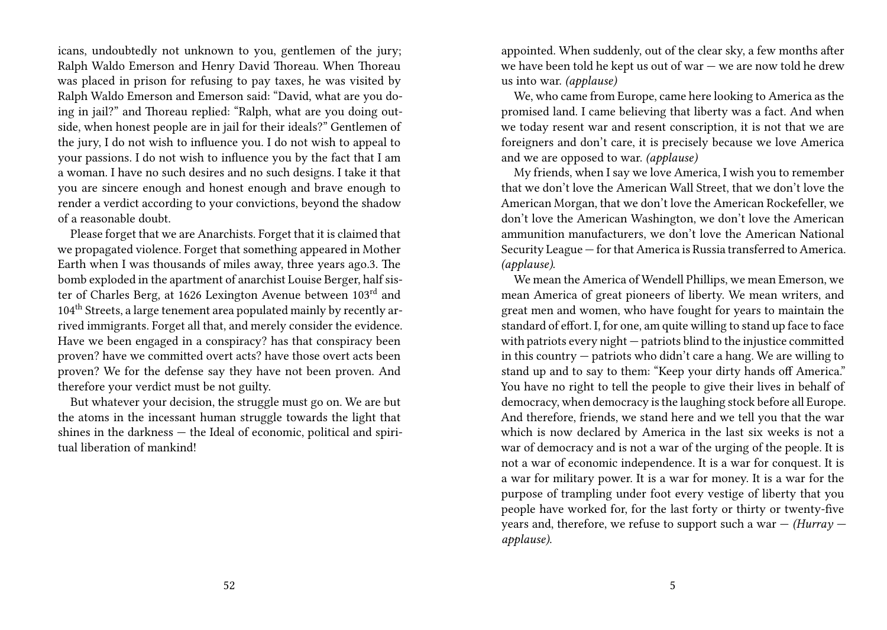icans, undoubtedly not unknown to you, gentlemen of the jury; Ralph Waldo Emerson and Henry David Thoreau. When Thoreau was placed in prison for refusing to pay taxes, he was visited by Ralph Waldo Emerson and Emerson said: "David, what are you doing in jail?" and Thoreau replied: "Ralph, what are you doing outside, when honest people are in jail for their ideals?" Gentlemen of the jury, I do not wish to influence you. I do not wish to appeal to your passions. I do not wish to influence you by the fact that I am a woman. I have no such desires and no such designs. I take it that you are sincere enough and honest enough and brave enough to render a verdict according to your convictions, beyond the shadow of a reasonable doubt.

Please forget that we are Anarchists. Forget that it is claimed that we propagated violence. Forget that something appeared in Mother Earth when I was thousands of miles away, three years ago.3. The bomb exploded in the apartment of anarchist Louise Berger, half sister of Charles Berg, at 1626 Lexington Avenue between 103rd and 104th Streets, a large tenement area populated mainly by recently arrived immigrants. Forget all that, and merely consider the evidence. Have we been engaged in a conspiracy? has that conspiracy been proven? have we committed overt acts? have those overt acts been proven? We for the defense say they have not been proven. And therefore your verdict must be not guilty.

But whatever your decision, the struggle must go on. We are but the atoms in the incessant human struggle towards the light that shines in the darkness — the Ideal of economic, political and spiritual liberation of mankind!

appointed. When suddenly, out of the clear sky, a few months after we have been told he kept us out of war — we are now told he drew us into war. *(applause)*

We, who came from Europe, came here looking to America as the promised land. I came believing that liberty was a fact. And when we today resent war and resent conscription, it is not that we are foreigners and don't care, it is precisely because we love America and we are opposed to war. *(applause)*

My friends, when I say we love America, I wish you to remember that we don't love the American Wall Street, that we don't love the American Morgan, that we don't love the American Rockefeller, we don't love the American Washington, we don't love the American ammunition manufacturers, we don't love the American National Security League — for that America is Russia transferred to America. *(applause)*.

We mean the America of Wendell Phillips, we mean Emerson, we mean America of great pioneers of liberty. We mean writers, and great men and women, who have fought for years to maintain the standard of effort. I, for one, am quite willing to stand up face to face with patriots every night — patriots blind to the injustice committed in this country — patriots who didn't care a hang. We are willing to stand up and to say to them: "Keep your dirty hands off America." You have no right to tell the people to give their lives in behalf of democracy, when democracy is the laughing stock before all Europe. And therefore, friends, we stand here and we tell you that the war which is now declared by America in the last six weeks is not a war of democracy and is not a war of the urging of the people. It is not a war of economic independence. It is a war for conquest. It is a war for military power. It is a war for money. It is a war for the purpose of trampling under foot every vestige of liberty that you people have worked for, for the last forty or thirty or twenty-five years and, therefore, we refuse to support such a war — *(Hurray — applause)*.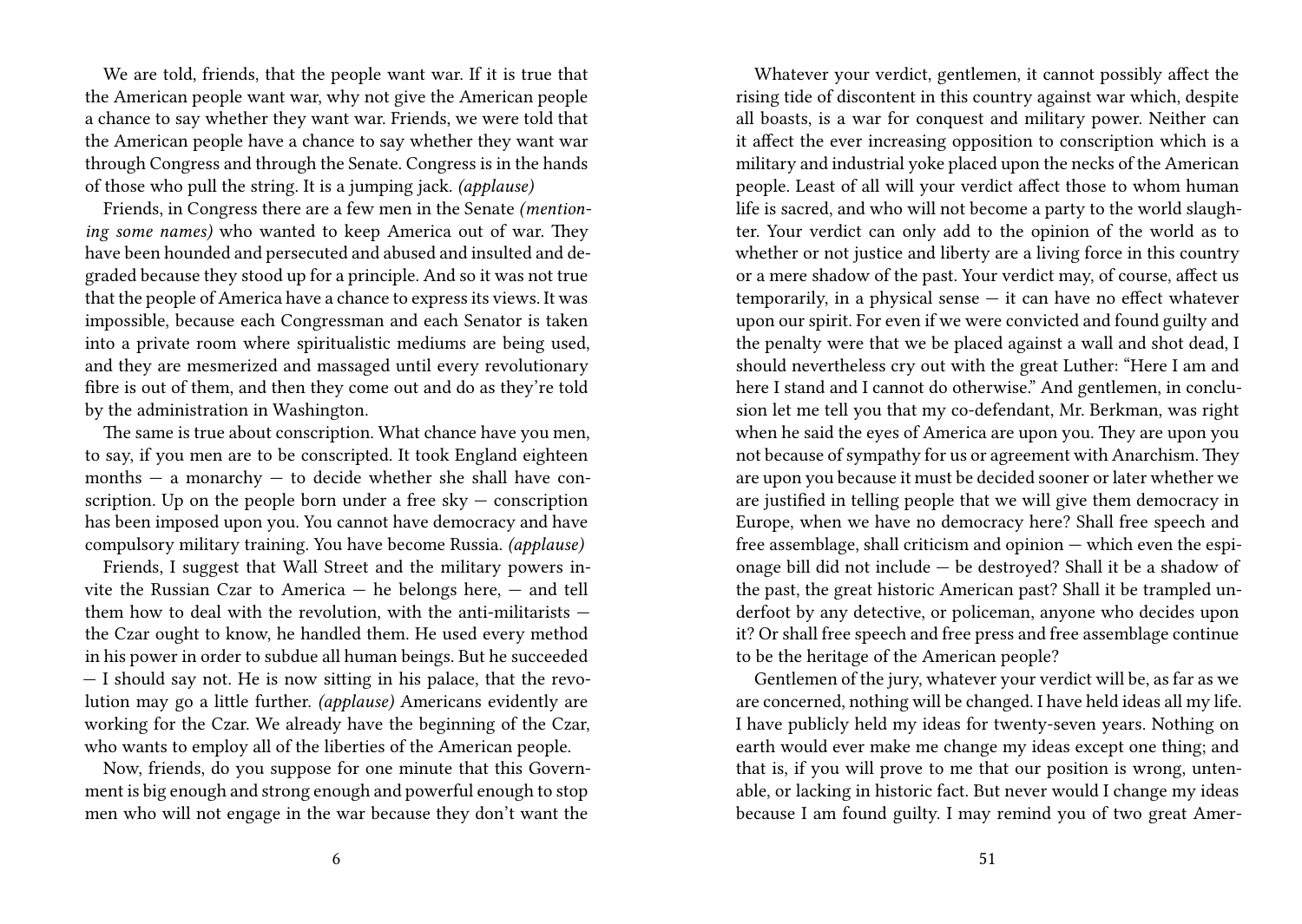We are told, friends, that the people want war. If it is true that the American people want war, why not give the American people a chance to say whether they want war. Friends, we were told that the American people have a chance to say whether they want war through Congress and through the Senate. Congress is in the hands of those who pull the string. It is a jumping jack. *(applause)*

Friends, in Congress there are a few men in the Senate *(mentioning some names)* who wanted to keep America out of war. They have been hounded and persecuted and abused and insulted and degraded because they stood up for a principle. And so it was not true that the people of America have a chance to express its views. It was impossible, because each Congressman and each Senator is taken into a private room where spiritualistic mediums are being used, and they are mesmerized and massaged until every revolutionary fibre is out of them, and then they come out and do as they're told by the administration in Washington.

The same is true about conscription. What chance have you men, to say, if you men are to be conscripted. It took England eighteen months — a monarchy — to decide whether she shall have conscription. Up on the people born under a free sky — conscription has been imposed upon you. You cannot have democracy and have compulsory military training. You have become Russia. *(applause)*

Friends, I suggest that Wall Street and the military powers invite the Russian Czar to America — he belongs here, — and tell them how to deal with the revolution, with the anti-militarists — the Czar ought to know, he handled them. He used every method in his power in order to subdue all human beings. But he succeeded — I should say not. He is now sitting in his palace, that the revolution may go a little further. *(applause)* Americans evidently are working for the Czar. We already have the beginning of the Czar, who wants to employ all of the liberties of the American people.

Now, friends, do you suppose for one minute that this Government is big enough and strong enough and powerful enough to stop men who will not engage in the war because they don't want the

Whatever your verdict, gentlemen, it cannot possibly affect the rising tide of discontent in this country against war which, despite all boasts, is a war for conquest and military power. Neither can it affect the ever increasing opposition to conscription which is a military and industrial yoke placed upon the necks of the American people. Least of all will your verdict affect those to whom human life is sacred, and who will not become a party to the world slaughter. Your verdict can only add to the opinion of the world as to whether or not justice and liberty are a living force in this country or a mere shadow of the past. Your verdict may, of course, affect us temporarily, in a physical sense — it can have no effect whatever upon our spirit. For even if we were convicted and found guilty and the penalty were that we be placed against a wall and shot dead, I should nevertheless cry out with the great Luther: "Here I am and here I stand and I cannot do otherwise." And gentlemen, in conclusion let me tell you that my co-defendant, Mr. Berkman, was right when he said the eyes of America are upon you. They are upon you not because of sympathy for us or agreement with Anarchism. They are upon you because it must be decided sooner or later whether we are justified in telling people that we will give them democracy in Europe, when we have no democracy here? Shall free speech and free assemblage, shall criticism and opinion — which even the espionage bill did not include — be destroyed? Shall it be a shadow of the past, the great historic American past? Shall it be trampled underfoot by any detective, or policeman, anyone who decides upon it? Or shall free speech and free press and free assemblage continue to be the heritage of the American people?

Gentlemen of the jury, whatever your verdict will be, as far as we are concerned, nothing will be changed. I have held ideas all my life. I have publicly held my ideas for twenty-seven years. Nothing on earth would ever make me change my ideas except one thing; and that is, if you will prove to me that our position is wrong, untenable, or lacking in historic fact. But never would I change my ideas because I am found guilty. I may remind you of two great Amer-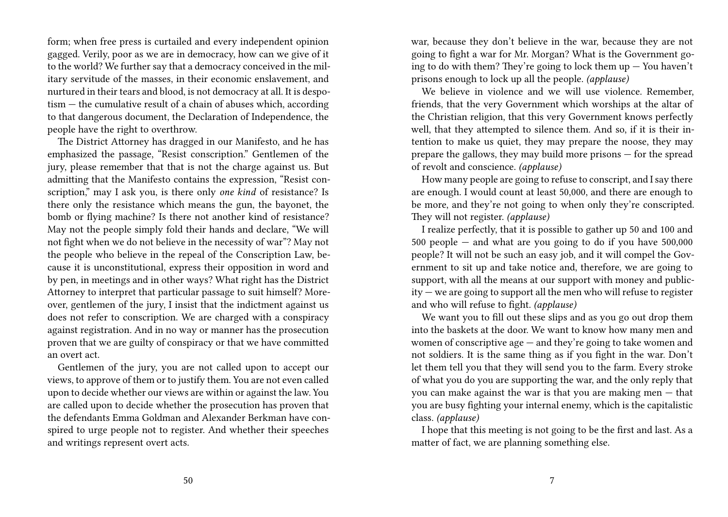form; when free press is curtailed and every independent opinion gagged. Verily, poor as we are in democracy, how can we give of it to the world? We further say that a democracy conceived in the military servitude of the masses, in their economic enslavement, and nurtured in their tears and blood, is not democracy at all. It is despotism — the cumulative result of a chain of abuses which, according to that dangerous document, the Declaration of Independence, the people have the right to overthrow.

The District Attorney has dragged in our Manifesto, and he has emphasized the passage, "Resist conscription." Gentlemen of the jury, please remember that that is not the charge against us. But admitting that the Manifesto contains the expression, "Resist conscription," may I ask you, is there only *one kind* of resistance? Is there only the resistance which means the gun, the bayonet, the bomb or flying machine? Is there not another kind of resistance? May not the people simply fold their hands and declare, "We will not fight when we do not believe in the necessity of war"? May not the people who believe in the repeal of the Conscription Law, because it is unconstitutional, express their opposition in word and by pen, in meetings and in other ways? What right has the District Attorney to interpret that particular passage to suit himself? Moreover, gentlemen of the jury, I insist that the indictment against us does not refer to conscription. We are charged with a conspiracy against registration. And in no way or manner has the prosecution proven that we are guilty of conspiracy or that we have committed an overt act.

Gentlemen of the jury, you are not called upon to accept our views, to approve of them or to justify them. You are not even called upon to decide whether our views are within or against the law. You are called upon to decide whether the prosecution has proven that the defendants Emma Goldman and Alexander Berkman have conspired to urge people not to register. And whether their speeches and writings represent overt acts.

war, because they don't believe in the war, because they are not going to fight a war for Mr. Morgan? What is the Government going to do with them? They're going to lock them up — You haven't prisons enough to lock up all the people. *(applause)*

We believe in violence and we will use violence. Remember, friends, that the very Government which worships at the altar of the Christian religion, that this very Government knows perfectly well, that they attempted to silence them. And so, if it is their intention to make us quiet, they may prepare the noose, they may prepare the gallows, they may build more prisons — for the spread of revolt and conscience. *(applause)*

How many people are going to refuse to conscript, and I say there are enough. I would count at least 50,000, and there are enough to be more, and they're not going to when only they're conscripted. They will not register. *(applause)*

I realize perfectly, that it is possible to gather up 50 and 100 and 500 people — and what are you going to do if you have 500,000 people? It will not be such an easy job, and it will compel the Government to sit up and take notice and, therefore, we are going to support, with all the means at our support with money and publicity — we are going to support all the men who will refuse to register and who will refuse to fight. *(applause)*

We want you to fill out these slips and as you go out drop them into the baskets at the door. We want to know how many men and women of conscriptive age — and they're going to take women and not soldiers. It is the same thing as if you fight in the war. Don't let them tell you that they will send you to the farm. Every stroke of what you do you are supporting the war, and the only reply that you can make against the war is that you are making men — that you are busy fighting your internal enemy, which is the capitalistic class. *(applause)*

I hope that this meeting is not going to be the first and last. As a matter of fact, we are planning something else.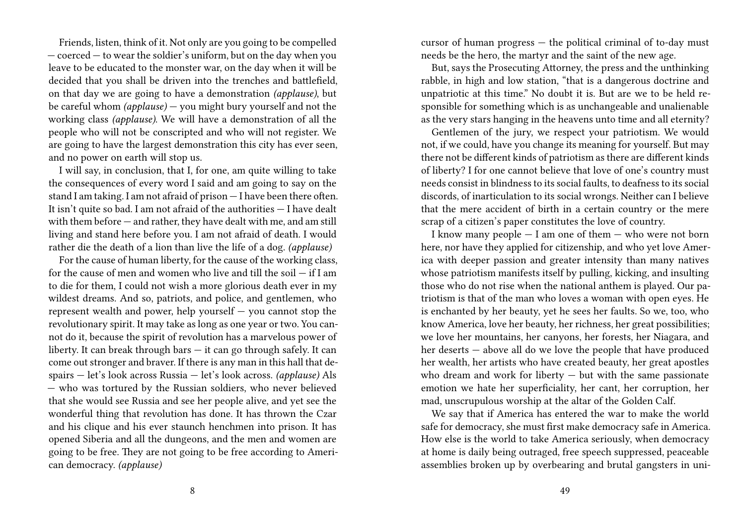Friends, listen, think of it. Not only are you going to be compelled — coerced — to wear the soldier's uniform, but on the day when you leave to be educated to the monster war, on the day when it will be decided that you shall be driven into the trenches and battlefield, on that day we are going to have a demonstration *(applause)*, but be careful whom *(applause)* — you might bury yourself and not the working class *(applause)*. We will have a demonstration of all the people who will not be conscripted and who will not register. We are going to have the largest demonstration this city has ever seen, and no power on earth will stop us.

I will say, in conclusion, that I, for one, am quite willing to take the consequences of every word I said and am going to say on the stand I am taking. I am not afraid of prison — I have been there often. It isn't quite so bad. I am not afraid of the authorities — I have dealt with them before — and rather, they have dealt with me, and am still living and stand here before you. I am not afraid of death. I would rather die the death of a lion than live the life of a dog. *(applause)*

For the cause of human liberty, for the cause of the working class, for the cause of men and women who live and till the soil — if I am to die for them, I could not wish a more glorious death ever in my wildest dreams. And so, patriots, and police, and gentlemen, who represent wealth and power, help yourself — you cannot stop the revolutionary spirit. It may take as long as one year or two. You cannot do it, because the spirit of revolution has a marvelous power of liberty. It can break through bars — it can go through safely. It can come out stronger and braver. If there is any man in this hall that despairs — let's look across Russia — let's look across. *(applause)* Als — who was tortured by the Russian soldiers, who never believed that she would see Russia and see her people alive, and yet see the wonderful thing that revolution has done. It has thrown the Czar and his clique and his ever staunch henchmen into prison. It has opened Siberia and all the dungeons, and the men and women are going to be free. They are not going to be free according to American democracy. *(applause)*

cursor of human progress — the political criminal of to-day must needs be the hero, the martyr and the saint of the new age.

But, says the Prosecuting Attorney, the press and the unthinking rabble, in high and low station, "that is a dangerous doctrine and unpatriotic at this time." No doubt it is. But are we to be held responsible for something which is as unchangeable and unalienable as the very stars hanging in the heavens unto time and all eternity?

Gentlemen of the jury, we respect your patriotism. We would not, if we could, have you change its meaning for yourself. But may there not be different kinds of patriotism as there are different kinds of liberty? I for one cannot believe that love of one's country must needs consist in blindness to its social faults, to deafness to its social discords, of inarticulation to its social wrongs. Neither can I believe that the mere accident of birth in a certain country or the mere scrap of a citizen's paper constitutes the love of country.

I know many people — I am one of them — who were not born here, nor have they applied for citizenship, and who yet love America with deeper passion and greater intensity than many natives whose patriotism manifests itself by pulling, kicking, and insulting those who do not rise when the national anthem is played. Our patriotism is that of the man who loves a woman with open eyes. He is enchanted by her beauty, yet he sees her faults. So we, too, who know America, love her beauty, her richness, her great possibilities; we love her mountains, her canyons, her forests, her Niagara, and her deserts — above all do we love the people that have produced her wealth, her artists who have created beauty, her great apostles who dream and work for liberty — but with the same passionate emotion we hate her superficiality, her cant, her corruption, her mad, unscrupulous worship at the altar of the Golden Calf.

We say that if America has entered the war to make the world safe for democracy, she must first make democracy safe in America. How else is the world to take America seriously, when democracy at home is daily being outraged, free speech suppressed, peaceable assemblies broken up by overbearing and brutal gangsters in uni-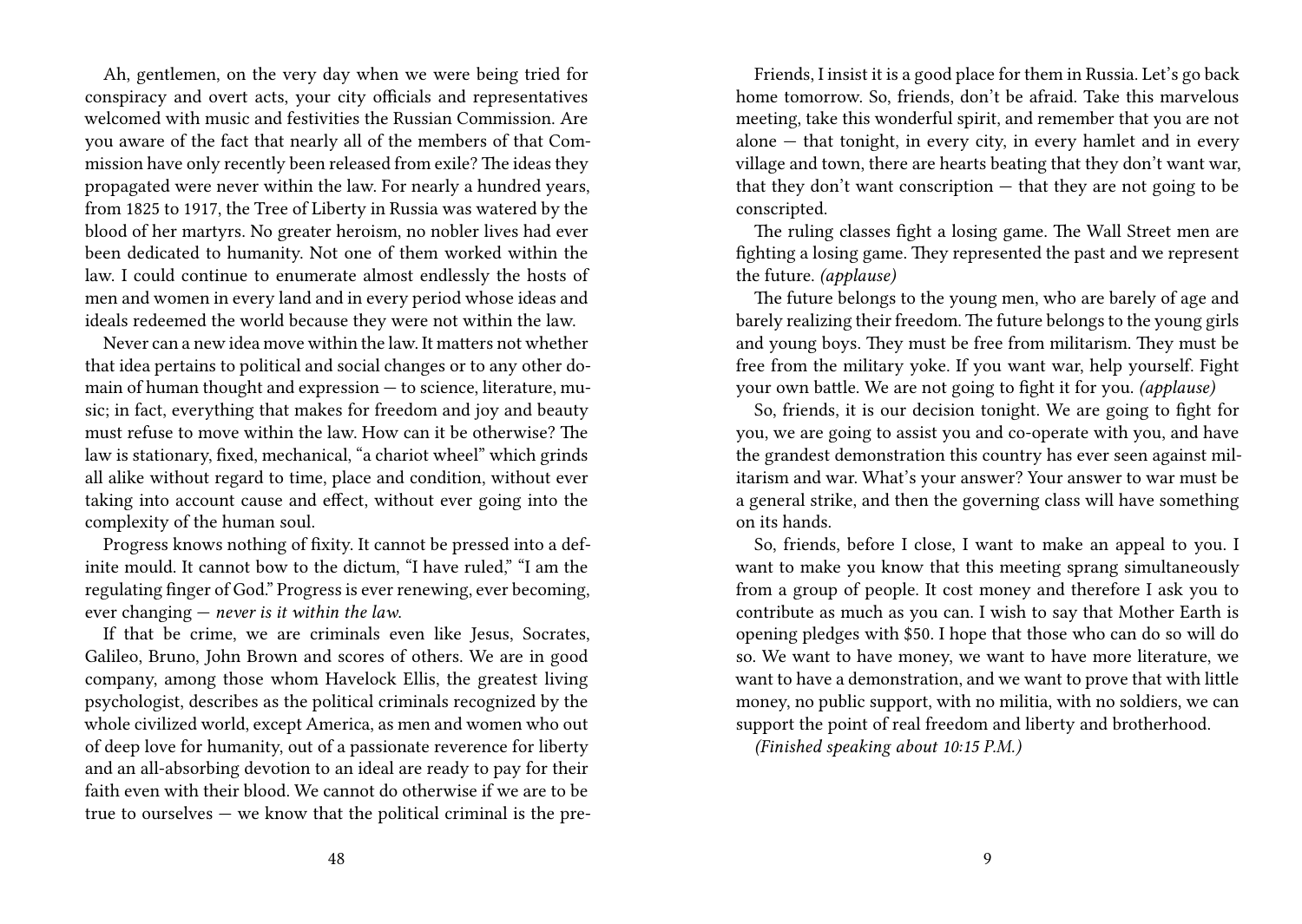Ah, gentlemen, on the very day when we were being tried for conspiracy and overt acts, your city officials and representatives welcomed with music and festivities the Russian Commission. Are you aware of the fact that nearly all of the members of that Commission have only recently been released from exile? The ideas they propagated were never within the law. For nearly a hundred years, from 1825 to 1917, the Tree of Liberty in Russia was watered by the blood of her martyrs. No greater heroism, no nobler lives had ever been dedicated to humanity. Not one of them worked within the law. I could continue to enumerate almost endlessly the hosts of men and women in every land and in every period whose ideas and ideals redeemed the world because they were not within the law.

Never can a new idea move within the law. It matters not whether that idea pertains to political and social changes or to any other domain of human thought and expression — to science, literature, music; in fact, everything that makes for freedom and joy and beauty must refuse to move within the law. How can it be otherwise? The law is stationary, fixed, mechanical, "a chariot wheel" which grinds all alike without regard to time, place and condition, without ever taking into account cause and effect, without ever going into the complexity of the human soul.

Progress knows nothing of fixity. It cannot be pressed into a definite mould. It cannot bow to the dictum, "I have ruled," "I am the regulating finger of God." Progress is ever renewing, ever becoming, ever changing — *never is it within the law.*

If that be crime, we are criminals even like Jesus, Socrates, Galileo, Bruno, John Brown and scores of others. We are in good company, among those whom Havelock Ellis, the greatest living psychologist, describes as the political criminals recognized by the whole civilized world, except America, as men and women who out of deep love for humanity, out of a passionate reverence for liberty and an all-absorbing devotion to an ideal are ready to pay for their faith even with their blood. We cannot do otherwise if we are to be true to ourselves — we know that the political criminal is the pre-

Friends, I insist it is a good place for them in Russia. Let's go back home tomorrow. So, friends, don't be afraid. Take this marvelous meeting, take this wonderful spirit, and remember that you are not alone — that tonight, in every city, in every hamlet and in every village and town, there are hearts beating that they don't want war, that they don't want conscription — that they are not going to be conscripted.

The ruling classes fight a losing game. The Wall Street men are fighting a losing game. They represented the past and we represent the future. *(applause)*

The future belongs to the young men, who are barely of age and barely realizing their freedom. The future belongs to the young girls and young boys. They must be free from militarism. They must be free from the military yoke. If you want war, help yourself. Fight your own battle. We are not going to fight it for you. *(applause)*

So, friends, it is our decision tonight. We are going to fight for you, we are going to assist you and co-operate with you, and have the grandest demonstration this country has ever seen against militarism and war. What's your answer? Your answer to war must be a general strike, and then the governing class will have something on its hands.

So, friends, before I close, I want to make an appeal to you. I want to make you know that this meeting sprang simultaneously from a group of people. It cost money and therefore I ask you to contribute as much as you can. I wish to say that Mother Earth is opening pledges with $50. I hope that those who can do so will do so. We want to have money, we want to have more literature, we want to have a demonstration, and we want to prove that with little money, no public support, with no militia, with no soldiers, we can support the point of real freedom and liberty and brotherhood.

*(Finished speaking about 10:15 P.M.)*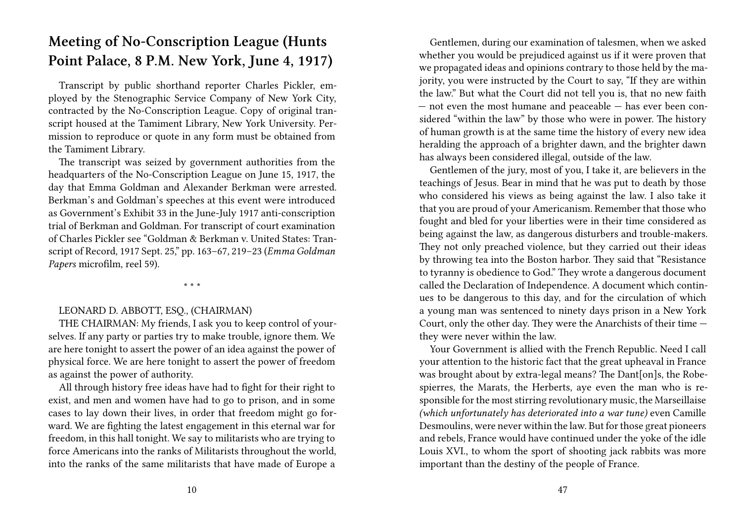## Meeting of No-Conscription League (Hunts Point Palace, 8 P.M. New York, June 4, 1917)

Transcript by public shorthand reporter Charles Pickler, employed by the Stenographic Service Company of New York City, contracted by the No-Conscription League. Copy of original transcript housed at the Tamiment Library, New York University. Permission to reproduce or quote in any form must be obtained from the Tamiment Library.

The transcript was seized by government authorities from the headquarters of the No-Conscription League on June 15, 1917, the day that Emma Goldman and Alexander Berkman were arrested. Berkman's and Goldman's speeches at this event were introduced as Government's Exhibit 33 in the June-July 1917 anti-conscription trial of Berkman and Goldman. For transcript of court examination of Charles Pickler see "Goldman & Berkman v. United States: Transcript of Record, 1917 Sept. 25," pp. 163–67, 219–23 (*Emma Goldman Papers* microfilm, reel 59).

\* \* \*

LEONARD D. ABBOTT, ESQ., (CHAIRMAN)

THE CHAIRMAN: My friends, I ask you to keep control of yourselves. If any party or parties try to make trouble, ignore them. We are here tonight to assert the power of an idea against the power of physical force. We are here tonight to assert the power of freedom as against the power of authority.

All through history free ideas have had to fight for their right to exist, and men and women have had to go to prison, and in some cases to lay down their lives, in order that freedom might go forward. We are fighting the latest engagement in this eternal war for freedom, in this hall tonight. We say to militarists who are trying to force Americans into the ranks of Militarists throughout the world, into the ranks of the same militarists that have made of Europe a

Gentlemen, during our examination of talesmen, when we asked whether you would be prejudiced against us if it were proven that we propagated ideas and opinions contrary to those held by the majority, you were instructed by the Court to say, "If they are within the law." But what the Court did not tell you is, that no new faith — not even the most humane and peaceable — has ever been considered "within the law" by those who were in power. The history of human growth is at the same time the history of every new idea heralding the approach of a brighter dawn, and the brighter dawn has always been considered illegal, outside of the law.

Gentlemen of the jury, most of you, I take it, are believers in the teachings of Jesus. Bear in mind that he was put to death by those who considered his views as being against the law. I also take it that you are proud of your Americanism. Remember that those who fought and bled for your liberties were in their time considered as being against the law, as dangerous disturbers and trouble-makers. They not only preached violence, but they carried out their ideas by throwing tea into the Boston harbor. They said that "Resistance to tyranny is obedience to God." They wrote a dangerous document called the Declaration of Independence. A document which continues to be dangerous to this day, and for the circulation of which a young man was sentenced to ninety days prison in a New York Court, only the other day. They were the Anarchists of their time — they were never within the law.

Your Government is allied with the French Republic. Need I call your attention to the historic fact that the great upheaval in France was brought about by extra-legal means? The Dant[on]s, the Robespierres, the Marats, the Herberts, aye even the man who is responsible for the most stirring revolutionary music, the Marseillaise *(which unfortunately has deteriorated into a war tune)* even Camille Desmoulins, were never within the law. But for those great pioneers and rebels, France would have continued under the yoke of the idle Louis XVI., to whom the sport of shooting jack rabbits was more important than the destiny of the people of France.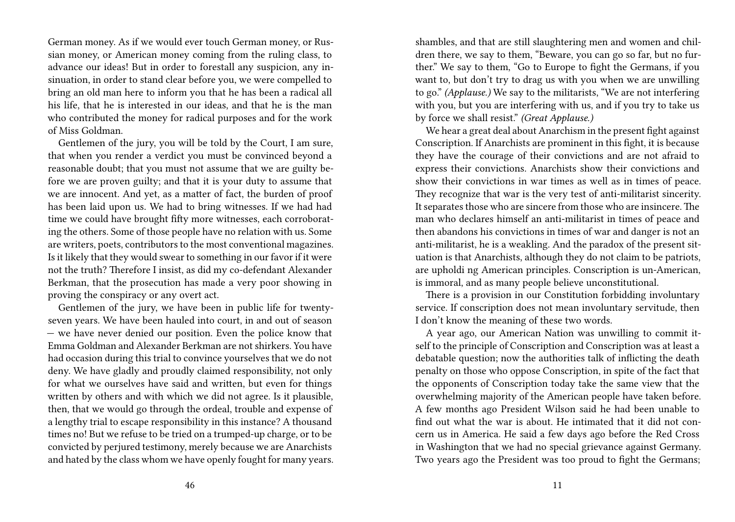German money. As if we would ever touch German money, or Russian money, or American money coming from the ruling class, to advance our ideas! But in order to forestall any suspicion, any insinuation, in order to stand clear before you, we were compelled to bring an old man here to inform you that he has been a radical all his life, that he is interested in our ideas, and that he is the man who contributed the money for radical purposes and for the work of Miss Goldman.

Gentlemen of the jury, you will be told by the Court, I am sure, that when you render a verdict you must be convinced beyond a reasonable doubt; that you must not assume that we are guilty before we are proven guilty; and that it is your duty to assume that we are innocent. And yet, as a matter of fact, the burden of proof has been laid upon us. We had to bring witnesses. If we had had time we could have brought fifty more witnesses, each corroborating the others. Some of those people have no relation with us. Some are writers, poets, contributors to the most conventional magazines. Is it likely that they would swear to something in our favor if it were not the truth? Therefore I insist, as did my co-defendant Alexander Berkman, that the prosecution has made a very poor showing in proving the conspiracy or any overt act.

Gentlemen of the jury, we have been in public life for twenty-seven years. We have been hauled into court, in and out of season — we have never denied our position. Even the police know that Emma Goldman and Alexander Berkman are not shirkers. You have had occasion during this trial to convince yourselves that we do not deny. We have gladly and proudly claimed responsibility, not only for what we ourselves have said and written, but even for things written by others and with which we did not agree. Is it plausible, then, that we would go through the ordeal, trouble and expense of a lengthy trial to escape responsibility in this instance? A thousand times no! But we refuse to be tried on a trumped-up charge, or to be convicted by perjured testimony, merely because we are Anarchists and hated by the class whom we have openly fought for many years.

shambles, and that are still slaughtering men and women and children there, we say to them, "Beware, you can go so far, but no further." We say to them, "Go to Europe to fight the Germans, if you want to, but don't try to drag us with you when we are unwilling to go." *(Applause.)* We say to the militarists, "We are not interfering with you, but you are interfering with us, and if you try to take us by force we shall resist." *(Great Applause.)*

We hear a great deal about Anarchism in the present fight against Conscription. If Anarchists are prominent in this fight, it is because they have the courage of their convictions and are not afraid to express their convictions. Anarchists show their convictions and show their convictions in war times as well as in times of peace. They recognize that war is the very test of anti-militarist sincerity. It separates those who are sincere from those who are insincere. The man who declares himself an anti-militarist in times of peace and then abandons his convictions in times of war and danger is not an anti-militarist, he is a weakling. And the paradox of the present situation is that Anarchists, although they do not claim to be patriots, are upholdi ng American principles. Conscription is un-American, is immoral, and as many people believe unconstitutional.

There is a provision in our Constitution forbidding involuntary service. If conscription does not mean involuntary servitude, then I don't know the meaning of these two words.

A year ago, our American Nation was unwilling to commit itself to the principle of Conscription and Conscription was at least a debatable question; now the authorities talk of inflicting the death penalty on those who oppose Conscription, in spite of the fact that the opponents of Conscription today take the same view that the overwhelming majority of the American people have taken before. A few months ago President Wilson said he had been unable to find out what the war is about. He intimated that it did not concern us in America. He said a few days ago before the Red Cross in Washington that we had no special grievance against Germany. Two years ago the President was too proud to fight the Germans;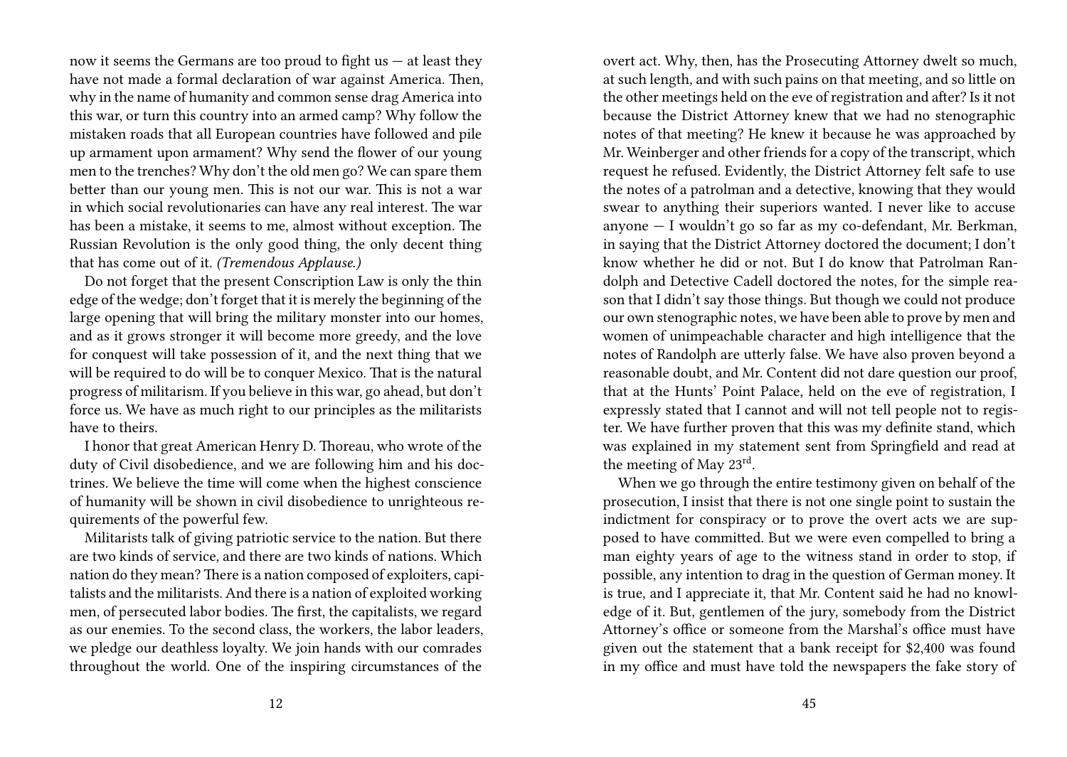now it seems the Germans are too proud to fight us — at least they have not made a formal declaration of war against America. Then, why in the name of humanity and common sense drag America into this war, or turn this country into an armed camp? Why follow the mistaken roads that all European countries have followed and pile up armament upon armament? Why send the flower of our young men to the trenches? Why don't the old men go? We can spare them better than our young men. This is not our war. This is not a war in which social revolutionaries can have any real interest. The war has been a mistake, it seems to me, almost without exception. The Russian Revolution is the only good thing, the only decent thing that has come out of it. *(Tremendous Applause.)*

Do not forget that the present Conscription Law is only the thin edge of the wedge; don't forget that it is merely the beginning of the large opening that will bring the military monster into our homes, and as it grows stronger it will become more greedy, and the love for conquest will take possession of it, and the next thing that we will be required to do will be to conquer Mexico. That is the natural progress of militarism. If you believe in this war, go ahead, but don't force us. We have as much right to our principles as the militarists have to theirs.

I honor that great American Henry D. Thoreau, who wrote of the duty of Civil disobedience, and we are following him and his doctrines. We believe the time will come when the highest conscience of humanity will be shown in civil disobedience to unrighteous requirements of the powerful few.

Militarists talk of giving patriotic service to the nation. But there are two kinds of service, and there are two kinds of nations. Which nation do they mean? There is a nation composed of exploiters, capitalists and the militarists. And there is a nation of exploited working men, of persecuted labor bodies. The first, the capitalists, we regard as our enemies. To the second class, the workers, the labor leaders, we pledge our deathless loyalty. We join hands with our comrades throughout the world. One of the inspiring circumstances of the

overt act. Why, then, has the Prosecuting Attorney dwelt so much, at such length, and with such pains on that meeting, and so little on the other meetings held on the eve of registration and after? Is it not because the District Attorney knew that we had no stenographic notes of that meeting? He knew it because he was approached by Mr. Weinberger and other friends for a copy of the transcript, which request he refused. Evidently, the District Attorney felt safe to use the notes of a patrolman and a detective, knowing that they would swear to anything their superiors wanted. I never like to accuse anyone — I wouldn't go so far as my co-defendant, Mr. Berkman, in saying that the District Attorney doctored the document; I don't know whether he did or not. But I do know that Patrolman Randolph and Detective Cadell doctored the notes, for the simple reason that I didn't say those things. But though we could not produce our own stenographic notes, we have been able to prove by men and women of unimpeachable character and high intelligence that the notes of Randolph are utterly false. We have also proven beyond a reasonable doubt, and Mr. Content did not dare question our proof, that at the Hunts' Point Palace, held on the eve of registration, I expressly stated that I cannot and will not tell people not to register. We have further proven that this was my definite stand, which was explained in my statement sent from Springfield and read at the meeting of May 23rd.

When we go through the entire testimony given on behalf of the prosecution, I insist that there is not one single point to sustain the indictment for conspiracy or to prove the overt acts we are supposed to have committed. But we were even compelled to bring a man eighty years of age to the witness stand in order to stop, if possible, any intention to drag in the question of German money. It is true, and I appreciate it, that Mr. Content said he had no knowledge of it. But, gentlemen of the jury, somebody from the District Attorney's office or someone from the Marshal's office must have given out the statement that a bank receipt for $2,400 was found in my office and must have told the newspapers the fake story of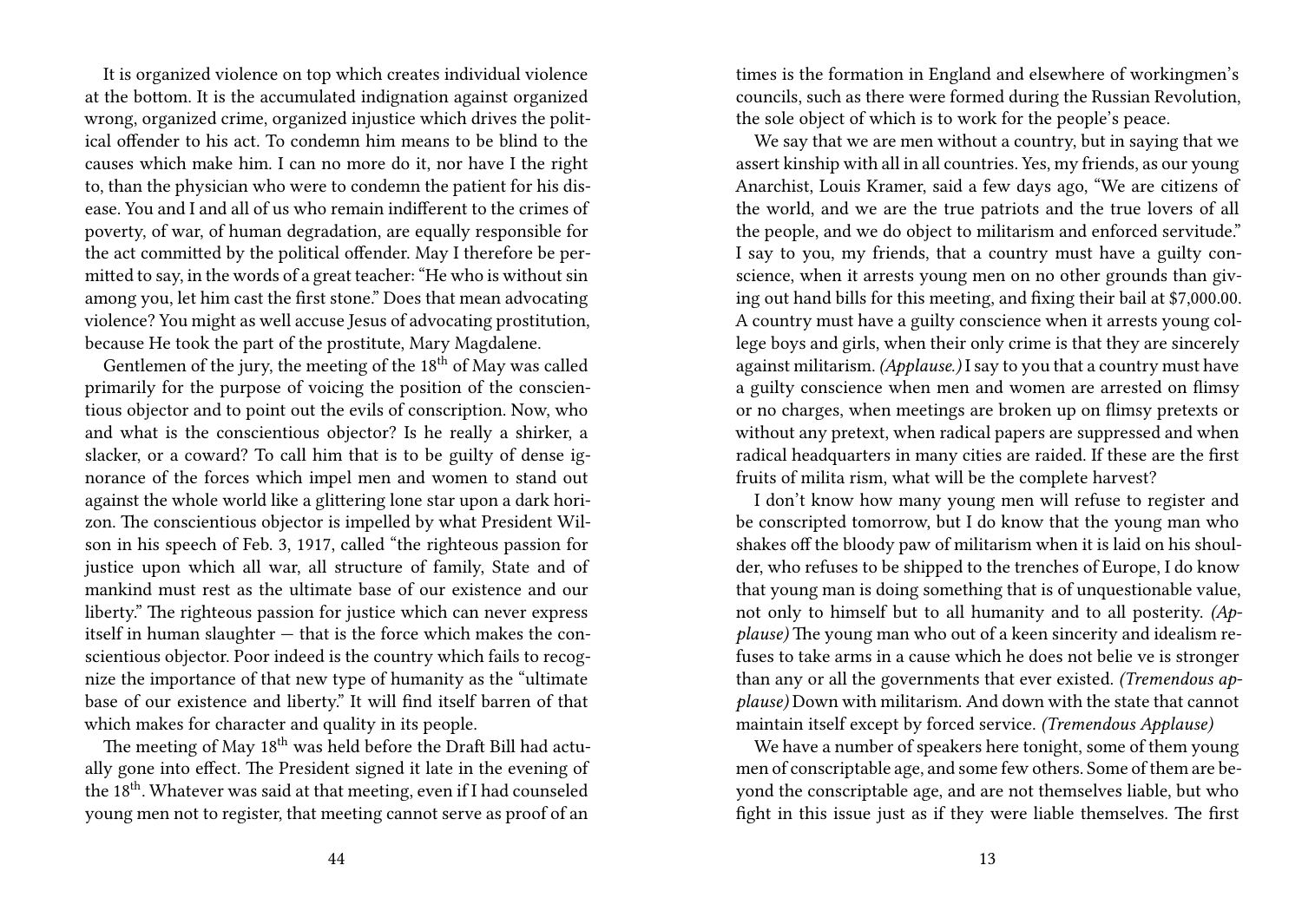It is organized violence on top which creates individual violence at the bottom. It is the accumulated indignation against organized wrong, organized crime, organized injustice which drives the political offender to his act. To condemn him means to be blind to the causes which make him. I can no more do it, nor have I the right to, than the physician who were to condemn the patient for his disease. You and I and all of us who remain indifferent to the crimes of poverty, of war, of human degradation, are equally responsible for the act committed by the political offender. May I therefore be permitted to say, in the words of a great teacher: "He who is without sin among you, let him cast the first stone." Does that mean advocating violence? You might as well accuse Jesus of advocating prostitution, because He took the part of the prostitute, Mary Magdalene.

Gentlemen of the jury, the meeting of the 18th of May was called primarily for the purpose of voicing the position of the conscientious objector and to point out the evils of conscription. Now, who and what is the conscientious objector? Is he really a shirker, a slacker, or a coward? To call him that is to be guilty of dense ignorance of the forces which impel men and women to stand out against the whole world like a glittering lone star upon a dark horizon. The conscientious objector is impelled by what President Wilson in his speech of Feb. 3, 1917, called "the righteous passion for justice upon which all war, all structure of family, State and of mankind must rest as the ultimate base of our existence and our liberty." The righteous passion for justice which can never express itself in human slaughter — that is the force which makes the conscientious objector. Poor indeed is the country which fails to recognize the importance of that new type of humanity as the "ultimate base of our existence and liberty." It will find itself barren of that which makes for character and quality in its people.

The meeting of May 18th was held before the Draft Bill had actually gone into effect. The President signed it late in the evening of the 18th. Whatever was said at that meeting, even if I had counseled young men not to register, that meeting cannot serve as proof of an

times is the formation in England and elsewhere of workingmen's councils, such as there were formed during the Russian Revolution, the sole object of which is to work for the people's peace.

We say that we are men without a country, but in saying that we assert kinship with all in all countries. Yes, my friends, as our young Anarchist, Louis Kramer, said a few days ago, "We are citizens of the world, and we are the true patriots and the true lovers of all the people, and we do object to militarism and enforced servitude." I say to you, my friends, that a country must have a guilty conscience, when it arrests young men on no other grounds than giving out hand bills for this meeting, and fixing their bail at $7,000.00. A country must have a guilty conscience when it arrests young college boys and girls, when their only crime is that they are sincerely against militarism. *(Applause.)* I say to you that a country must have a guilty conscience when men and women are arrested on flimsy or no charges, when meetings are broken up on flimsy pretexts or without any pretext, when radical papers are suppressed and when radical headquarters in many cities are raided. If these are the first fruits of milita rism, what will be the complete harvest?

I don't know how many young men will refuse to register and be conscripted tomorrow, but I do know that the young man who shakes off the bloody paw of militarism when it is laid on his shoulder, who refuses to be shipped to the trenches of Europe, I do know that young man is doing something that is of unquestionable value, not only to himself but to all humanity and to all posterity. *(Applause)* The young man who out of a keen sincerity and idealism refuses to take arms in a cause which he does not belie ve is stronger than any or all the governments that ever existed. *(Tremendous applause)* Down with militarism. And down with the state that cannot maintain itself except by forced service. *(Tremendous Applause)*

We have a number of speakers here tonight, some of them young men of conscriptable age, and some few others. Some of them are beyond the conscriptable age, and are not themselves liable, but who fight in this issue just as if they were liable themselves. The first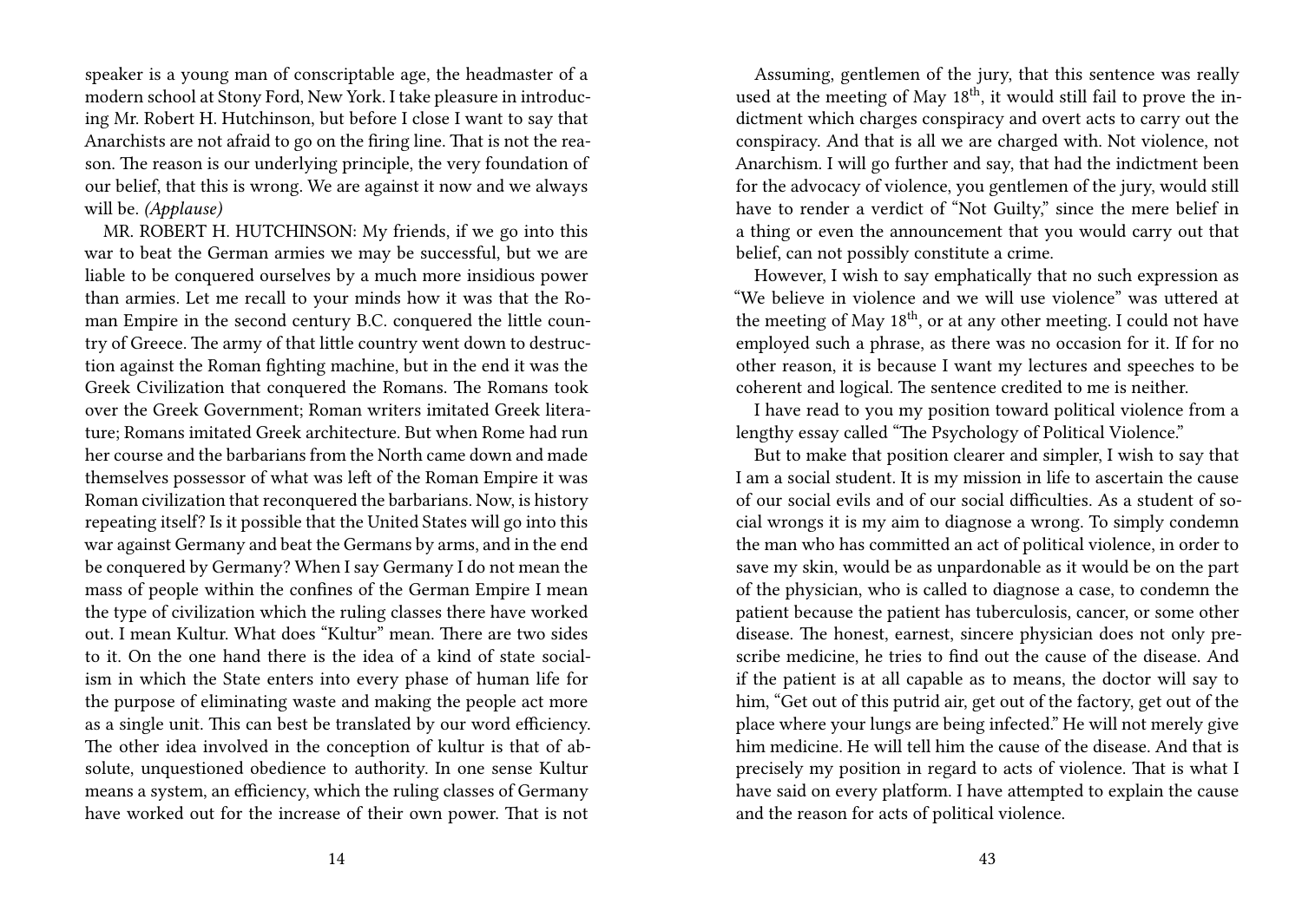speaker is a young man of conscriptable age, the headmaster of a modern school at Stony Ford, New York. I take pleasure in introducing Mr. Robert H. Hutchinson, but before I close I want to say that Anarchists are not afraid to go on the firing line. That is not the reason. The reason is our underlying principle, the very foundation of our belief, that this is wrong. We are against it now and we always will be. *(Applause)*

MR. ROBERT H. HUTCHINSON: My friends, if we go into this war to beat the German armies we may be successful, but we are liable to be conquered ourselves by a much more insidious power than armies. Let me recall to your minds how it was that the Roman Empire in the second century B.C. conquered the little country of Greece. The army of that little country went down to destruction against the Roman fighting machine, but in the end it was the Greek Civilization that conquered the Romans. The Romans took over the Greek Government; Roman writers imitated Greek literature; Romans imitated Greek architecture. But when Rome had run her course and the barbarians from the North came down and made themselves possessor of what was left of the Roman Empire it was Roman civilization that reconquered the barbarians. Now, is history repeating itself? Is it possible that the United States will go into this war against Germany and beat the Germans by arms, and in the end be conquered by Germany? When I say Germany I do not mean the mass of people within the confines of the German Empire I mean the type of civilization which the ruling classes there have worked out. I mean Kultur. What does "Kultur" mean. There are two sides to it. On the one hand there is the idea of a kind of state socialism in which the State enters into every phase of human life for the purpose of eliminating waste and making the people act more as a single unit. This can best be translated by our word efficiency. The other idea involved in the conception of kultur is that of absolute, unquestioned obedience to authority. In one sense Kultur means a system, an efficiency, which the ruling classes of Germany have worked out for the increase of their own power. That is not

Assuming, gentlemen of the jury, that this sentence was really used at the meeting of May 18th, it would still fail to prove the indictment which charges conspiracy and overt acts to carry out the conspiracy. And that is all we are charged with. Not violence, not Anarchism. I will go further and say, that had the indictment been for the advocacy of violence, you gentlemen of the jury, would still have to render a verdict of "Not Guilty," since the mere belief in a thing or even the announcement that you would carry out that belief, can not possibly constitute a crime.

However, I wish to say emphatically that no such expression as "We believe in violence and we will use violence" was uttered at the meeting of May 18th, or at any other meeting. I could not have employed such a phrase, as there was no occasion for it. If for no other reason, it is because I want my lectures and speeches to be coherent and logical. The sentence credited to me is neither.

I have read to you my position toward political violence from a lengthy essay called "The Psychology of Political Violence."

But to make that position clearer and simpler, I wish to say that I am a social student. It is my mission in life to ascertain the cause of our social evils and of our social difficulties. As a student of social wrongs it is my aim to diagnose a wrong. To simply condemn the man who has committed an act of political violence, in order to save my skin, would be as unpardonable as it would be on the part of the physician, who is called to diagnose a case, to condemn the patient because the patient has tuberculosis, cancer, or some other disease. The honest, earnest, sincere physician does not only prescribe medicine, he tries to find out the cause of the disease. And if the patient is at all capable as to means, the doctor will say to him, "Get out of this putrid air, get out of the factory, get out of the place where your lungs are being infected." He will not merely give him medicine. He will tell him the cause of the disease. And that is precisely my position in regard to acts of violence. That is what I have said on every platform. I have attempted to explain the cause and the reason for acts of political violence.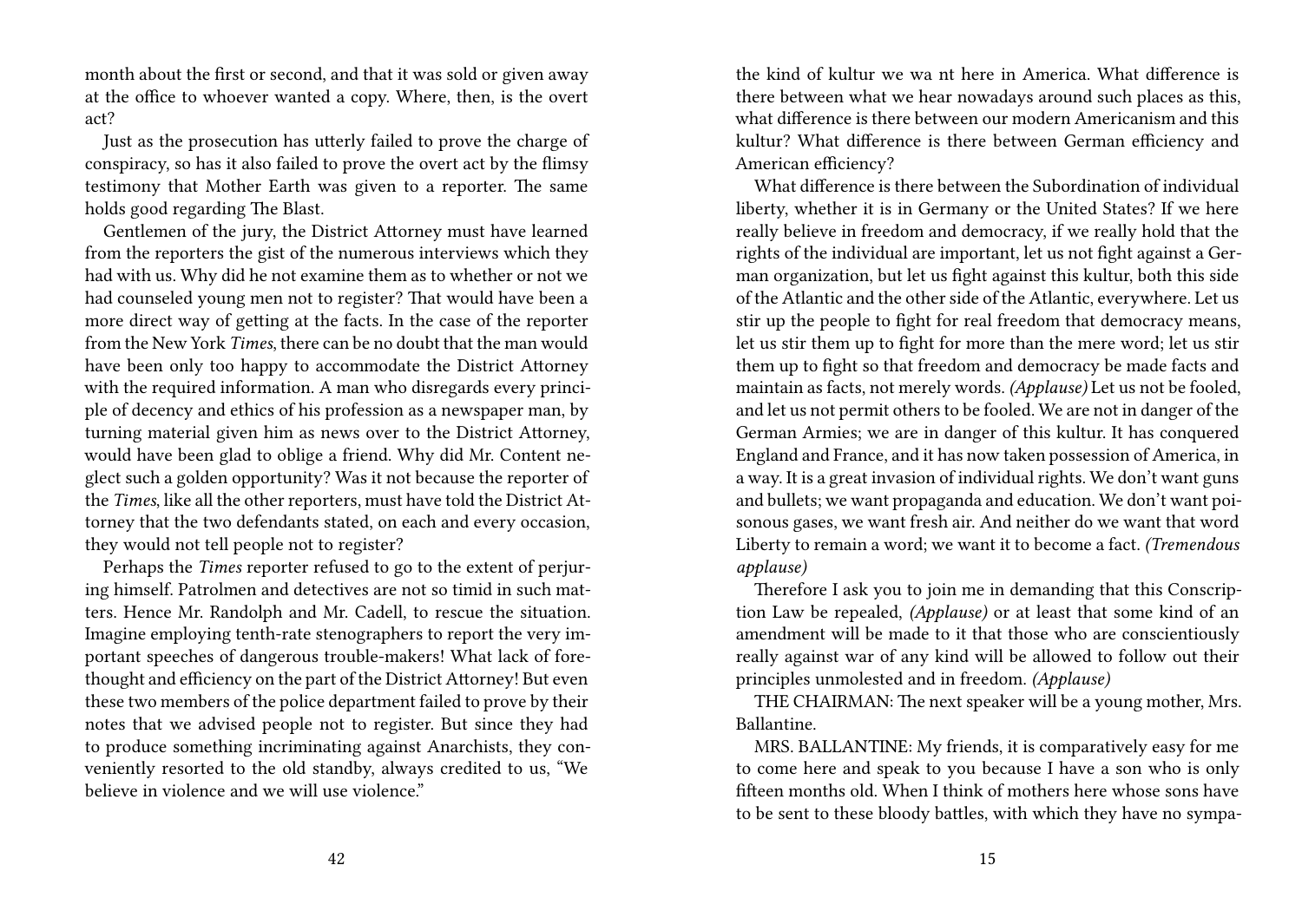month about the first or second, and that it was sold or given away at the office to whoever wanted a copy. Where, then, is the overt act?

Just as the prosecution has utterly failed to prove the charge of conspiracy, so has it also failed to prove the overt act by the flimsy testimony that Mother Earth was given to a reporter. The same holds good regarding The Blast.

Gentlemen of the jury, the District Attorney must have learned from the reporters the gist of the numerous interviews which they had with us. Why did he not examine them as to whether or not we had counseled young men not to register? That would have been a more direct way of getting at the facts. In the case of the reporter from the New York *Times*, there can be no doubt that the man would have been only too happy to accommodate the District Attorney with the required information. A man who disregards every principle of decency and ethics of his profession as a newspaper man, by turning material given him as news over to the District Attorney, would have been glad to oblige a friend. Why did Mr. Content neglect such a golden opportunity? Was it not because the reporter of the *Times*, like all the other reporters, must have told the District Attorney that the two defendants stated, on each and every occasion, they would not tell people not to register?

Perhaps the *Times* reporter refused to go to the extent of perjuring himself. Patrolmen and detectives are not so timid in such matters. Hence Mr. Randolph and Mr. Cadell, to rescue the situation. Imagine employing tenth-rate stenographers to report the very important speeches of dangerous trouble-makers! What lack of forethought and efficiency on the part of the District Attorney! But even these two members of the police department failed to prove by their notes that we advised people not to register. But since they had to produce something incriminating against Anarchists, they conveniently resorted to the old standby, always credited to us, "We believe in violence and we will use violence."

the kind of kultur we wa nt here in America. What difference is there between what we hear nowadays around such places as this, what difference is there between our modern Americanism and this kultur? What difference is there between German efficiency and American efficiency?

What difference is there between the Subordination of individual liberty, whether it is in Germany or the United States? If we here really believe in freedom and democracy, if we really hold that the rights of the individual are important, let us not fight against a German organization, but let us fight against this kultur, both this side of the Atlantic and the other side of the Atlantic, everywhere. Let us stir up the people to fight for real freedom that democracy means, let us stir them up to fight for more than the mere word; let us stir them up to fight so that freedom and democracy be made facts and maintain as facts, not merely words. *(Applause)* Let us not be fooled, and let us not permit others to be fooled. We are not in danger of the German Armies; we are in danger of this kultur. It has conquered England and France, and it has now taken possession of America, in a way. It is a great invasion of individual rights. We don't want guns and bullets; we want propaganda and education. We don't want poisonous gases, we want fresh air. And neither do we want that word Liberty to remain a word; we want it to become a fact. *(Tremendous applause)*

Therefore I ask you to join me in demanding that this Conscription Law be repealed, *(Applause)* or at least that some kind of an amendment will be made to it that those who are conscientiously really against war of any kind will be allowed to follow out their principles unmolested and in freedom. *(Applause)*

THE CHAIRMAN: The next speaker will be a young mother, Mrs. Ballantine.

MRS. BALLANTINE: My friends, it is comparatively easy for me to come here and speak to you because I have a son who is only fifteen months old. When I think of mothers here whose sons have to be sent to these bloody battles, with which they have no sympa-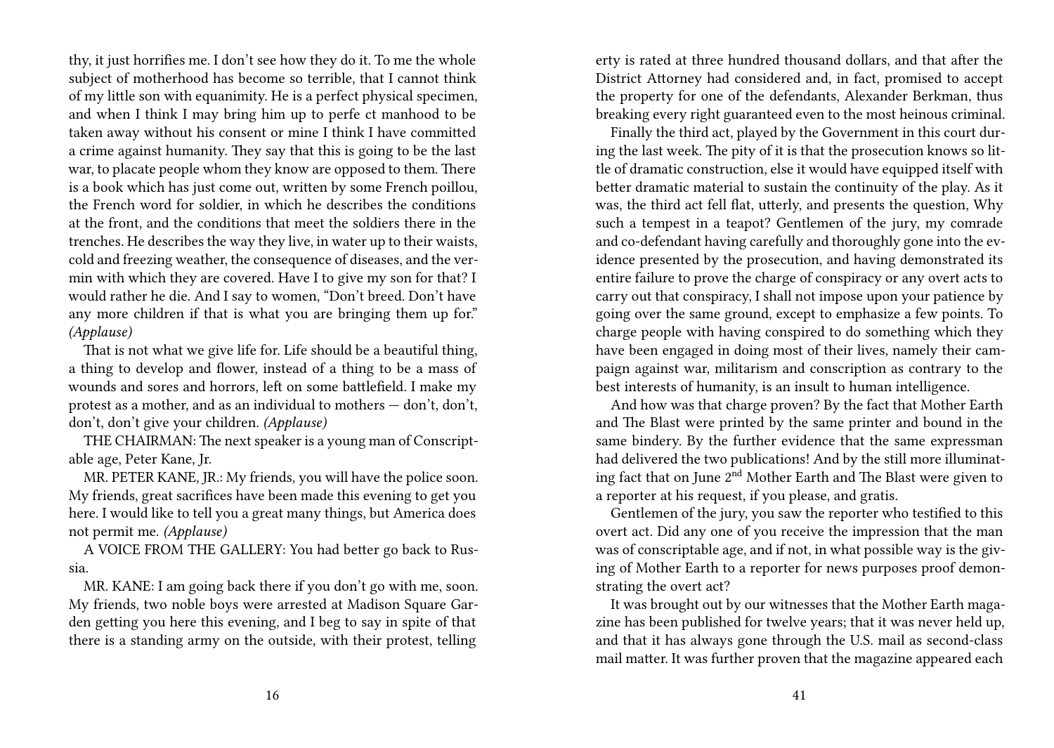thy, it just horrifies me. I don't see how they do it. To me the whole subject of motherhood has become so terrible, that I cannot think of my little son with equanimity. He is a perfect physical specimen, and when I think I may bring him up to perfe ct manhood to be taken away without his consent or mine I think I have committed a crime against humanity. They say that this is going to be the last war, to placate people whom they know are opposed to them. There is a book which has just come out, written by some French poillou, the French word for soldier, in which he describes the conditions at the front, and the conditions that meet the soldiers there in the trenches. He describes the way they live, in water up to their waists, cold and freezing weather, the consequence of diseases, and the vermin with which they are covered. Have I to give my son for that? I would rather he die. And I say to women, "Don't breed. Don't have any more children if that is what you are bringing them up for." *(Applause)*

That is not what we give life for. Life should be a beautiful thing, a thing to develop and flower, instead of a thing to be a mass of wounds and sores and horrors, left on some battlefield. I make my protest as a mother, and as an individual to mothers — don't, don't, don't, don't give your children. *(Applause)*

THE CHAIRMAN: The next speaker is a young man of Conscriptable age, Peter Kane, Jr.

MR. PETER KANE, JR.: My friends, you will have the police soon. My friends, great sacrifices have been made this evening to get you here. I would like to tell you a great many things, but America does not permit me. *(Applause)*

A VOICE FROM THE GALLERY: You had better go back to Russia.

MR. KANE: I am going back there if you don't go with me, soon. My friends, two noble boys were arrested at Madison Square Garden getting you here this evening, and I beg to say in spite of that there is a standing army on the outside, with their protest, telling

erty is rated at three hundred thousand dollars, and that after the District Attorney had considered and, in fact, promised to accept the property for one of the defendants, Alexander Berkman, thus breaking every right guaranteed even to the most heinous criminal.

Finally the third act, played by the Government in this court during the last week. The pity of it is that the prosecution knows so little of dramatic construction, else it would have equipped itself with better dramatic material to sustain the continuity of the play. As it was, the third act fell flat, utterly, and presents the question, Why such a tempest in a teapot? Gentlemen of the jury, my comrade and co-defendant having carefully and thoroughly gone into the evidence presented by the prosecution, and having demonstrated its entire failure to prove the charge of conspiracy or any overt acts to carry out that conspiracy, I shall not impose upon your patience by going over the same ground, except to emphasize a few points. To charge people with having conspired to do something which they have been engaged in doing most of their lives, namely their campaign against war, militarism and conscription as contrary to the best interests of humanity, is an insult to human intelligence.

And how was that charge proven? By the fact that Mother Earth and The Blast were printed by the same printer and bound in the same bindery. By the further evidence that the same expressman had delivered the two publications! And by the still more illuminating fact that on June 2nd Mother Earth and The Blast were given to a reporter at his request, if you please, and gratis.

Gentlemen of the jury, you saw the reporter who testified to this overt act. Did any one of you receive the impression that the man was of conscriptable age, and if not, in what possible way is the giving of Mother Earth to a reporter for news purposes proof demonstrating the overt act?

It was brought out by our witnesses that the Mother Earth magazine has been published for twelve years; that it was never held up, and that it has always gone through the U.S. mail as second-class mail matter. It was further proven that the magazine appeared each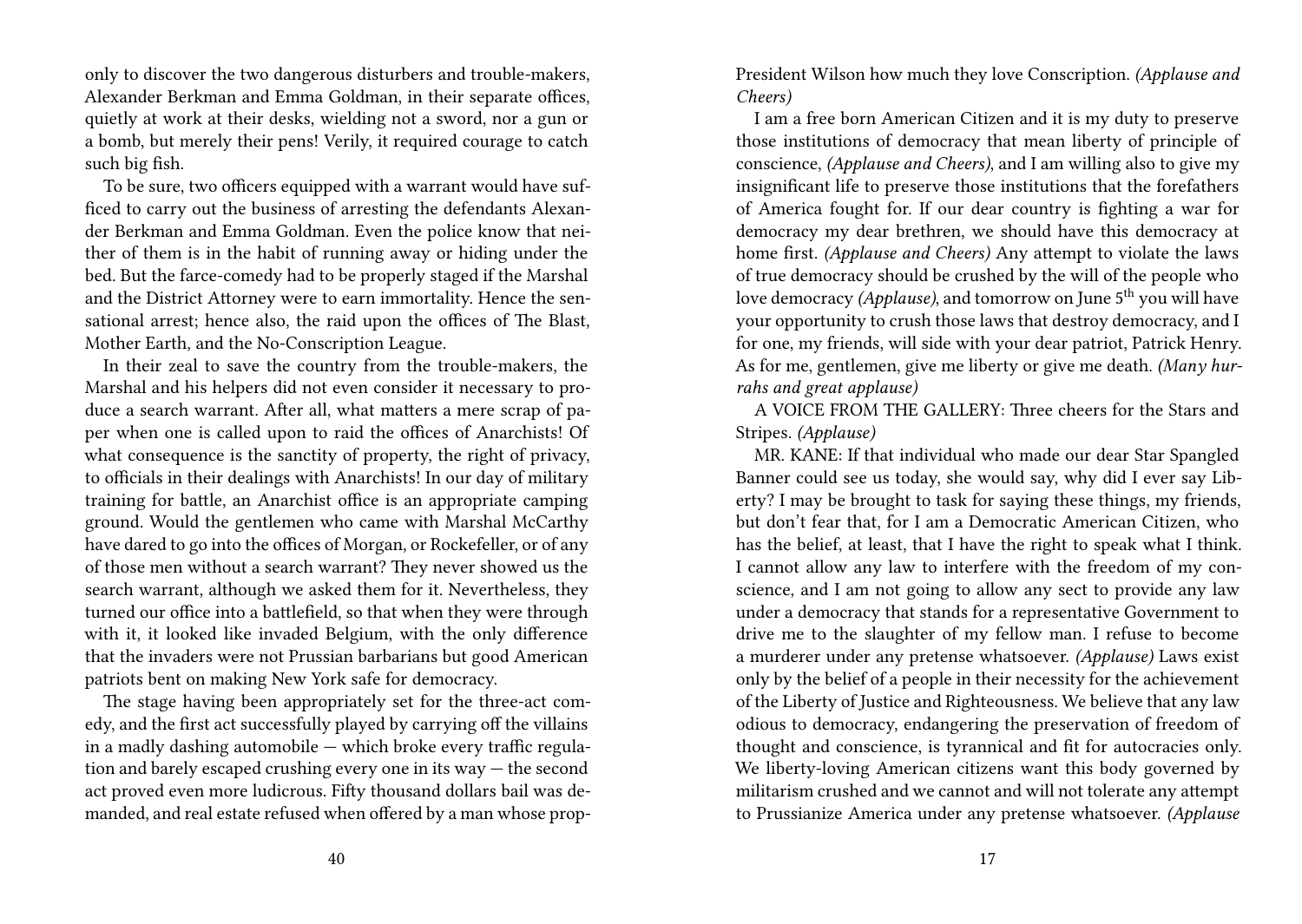only to discover the two dangerous disturbers and trouble-makers, Alexander Berkman and Emma Goldman, in their separate offices, quietly at work at their desks, wielding not a sword, nor a gun or a bomb, but merely their pens! Verily, it required courage to catch such big fish.

To be sure, two officers equipped with a warrant would have sufficed to carry out the business of arresting the defendants Alexander Berkman and Emma Goldman. Even the police know that neither of them is in the habit of running away or hiding under the bed. But the farce-comedy had to be properly staged if the Marshal and the District Attorney were to earn immortality. Hence the sensational arrest; hence also, the raid upon the offices of The Blast, Mother Earth, and the No-Conscription League.

In their zeal to save the country from the trouble-makers, the Marshal and his helpers did not even consider it necessary to produce a search warrant. After all, what matters a mere scrap of paper when one is called upon to raid the offices of Anarchists! Of what consequence is the sanctity of property, the right of privacy, to officials in their dealings with Anarchists! In our day of military training for battle, an Anarchist office is an appropriate camping ground. Would the gentlemen who came with Marshal McCarthy have dared to go into the offices of Morgan, or Rockefeller, or of any of those men without a search warrant? They never showed us the search warrant, although we asked them for it. Nevertheless, they turned our office into a battlefield, so that when they were through with it, it looked like invaded Belgium, with the only difference that the invaders were not Prussian barbarians but good American patriots bent on making New York safe for democracy.

The stage having been appropriately set for the three-act comedy, and the first act successfully played by carrying off the villains in a madly dashing automobile — which broke every traffic regulation and barely escaped crushing every one in its way — the second act proved even more ludicrous. Fifty thousand dollars bail was demanded, and real estate refused when offered by a man whose prop-

President Wilson how much they love Conscription. *(Applause and Cheers)*

I am a free born American Citizen and it is my duty to preserve those institutions of democracy that mean liberty of principle of conscience, *(Applause and Cheers)*, and I am willing also to give my insignificant life to preserve those institutions that the forefathers of America fought for. If our dear country is fighting a war for democracy my dear brethren, we should have this democracy at home first. *(Applause and Cheers)* Any attempt to violate the laws of true democracy should be crushed by the will of the people who love democracy *(Applause)*, and tomorrow on June 5th you will have your opportunity to crush those laws that destroy democracy, and I for one, my friends, will side with your dear patriot, Patrick Henry. As for me, gentlemen, give me liberty or give me death. *(Many hurrahs and great applause)*

A VOICE FROM THE GALLERY: Three cheers for the Stars and Stripes. *(Applause)*

MR. KANE: If that individual who made our dear Star Spangled Banner could see us today, she would say, why did I ever say Liberty? I may be brought to task for saying these things, my friends, but don't fear that, for I am a Democratic American Citizen, who has the belief, at least, that I have the right to speak what I think. I cannot allow any law to interfere with the freedom of my conscience, and I am not going to allow any sect to provide any law under a democracy that stands for a representative Government to drive me to the slaughter of my fellow man. I refuse to become a murderer under any pretense whatsoever. *(Applause)* Laws exist only by the belief of a people in their necessity for the achievement of the Liberty of Justice and Righteousness. We believe that any law odious to democracy, endangering the preservation of freedom of thought and conscience, is tyrannical and fit for autocracies only. We liberty-loving American citizens want this body governed by militarism crushed and we cannot and will not tolerate any attempt to Prussianize America under any pretense whatsoever. *(Applause*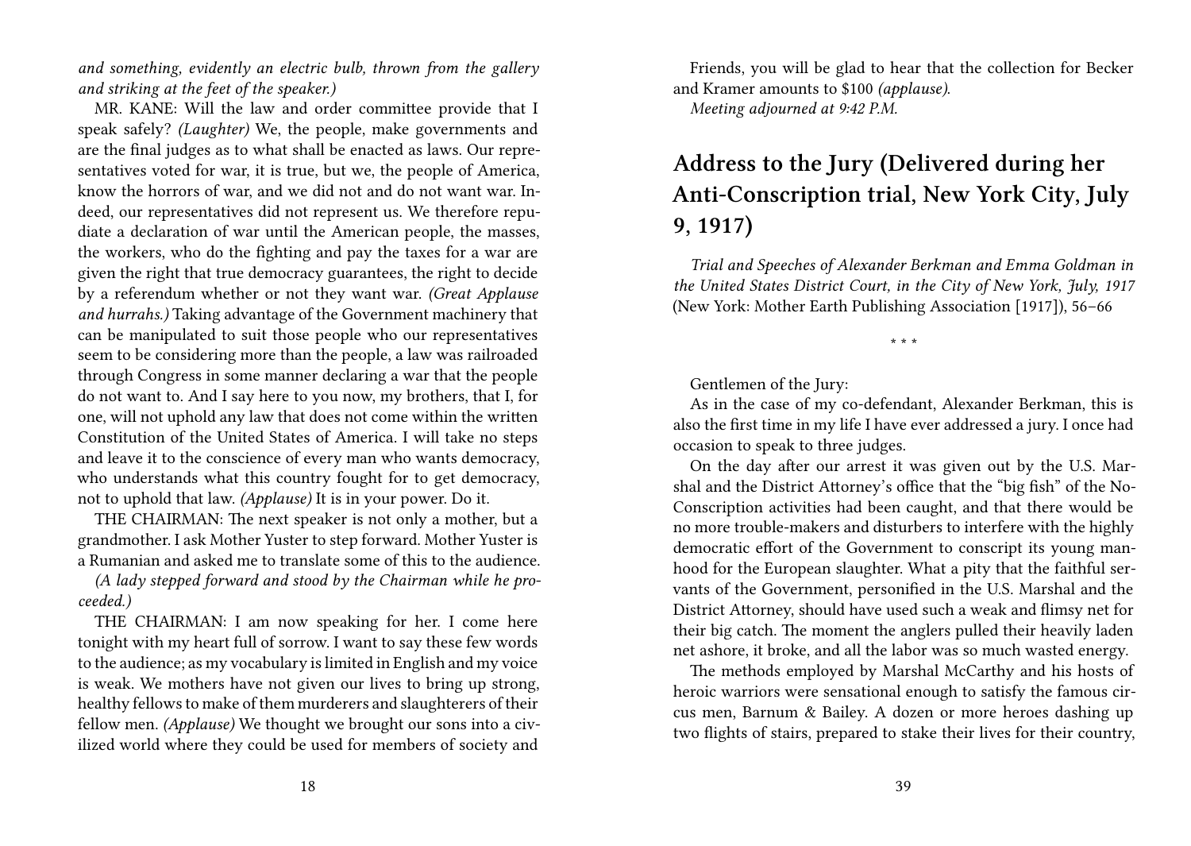*and something, evidently an electric bulb, thrown from the gallery and striking at the feet of the speaker.)*

MR. KANE: Will the law and order committee provide that I speak safely? *(Laughter)* We, the people, make governments and are the final judges as to what shall be enacted as laws. Our representatives voted for war, it is true, but we, the people of America, know the horrors of war, and we did not and do not want war. Indeed, our representatives did not represent us. We therefore repudiate a declaration of war until the American people, the masses, the workers, who do the fighting and pay the taxes for a war are given the right that true democracy guarantees, the right to decide by a referendum whether or not they want war. *(Great Applause and hurrahs.)* Taking advantage of the Government machinery that can be manipulated to suit those people who our representatives seem to be considering more than the people, a law was railroaded through Congress in some manner declaring a war that the people do not want to. And I say here to you now, my brothers, that I, for one, will not uphold any law that does not come within the written Constitution of the United States of America. I will take no steps and leave it to the conscience of every man who wants democracy, who understands what this country fought for to get democracy, not to uphold that law. *(Applause)* It is in your power. Do it.

THE CHAIRMAN: The next speaker is not only a mother, but a grandmother. I ask Mother Yuster to step forward. Mother Yuster is a Rumanian and asked me to translate some of this to the audience.

*(A lady stepped forward and stood by the Chairman while he proceeded.)*

THE CHAIRMAN: I am now speaking for her. I come here tonight with my heart full of sorrow. I want to say these few words to the audience; as my vocabulary is limited in English and my voice is weak. We mothers have not given our lives to bring up strong, healthy fellows to make of them murderers and slaughterers of their fellow men. *(Applause)* We thought we brought our sons into a civilized world where they could be used for members of society and

Friends, you will be glad to hear that the collection for Becker and Kramer amounts to $100 *(applause)*.

*Meeting adjourned at 9:42 P.M.*

## Address to the Jury (Delivered during her Anti-Conscription trial, New York City, July 9, 1917)

*Trial and Speeches of Alexander Berkman and Emma Goldman in the United States District Court, in the City of New York, July, 1917* (New York: Mother Earth Publishing Association [1917]), 56–66

* * *

Gentlemen of the Jury:

As in the case of my co-defendant, Alexander Berkman, this is also the first time in my life I have ever addressed a jury. I once had occasion to speak to three judges.

On the day after our arrest it was given out by the U.S. Marshal and the District Attorney's office that the "big fish" of the No-Conscription activities had been caught, and that there would be no more trouble-makers and disturbers to interfere with the highly democratic effort of the Government to conscript its young manhood for the European slaughter. What a pity that the faithful servants of the Government, personified in the U.S. Marshal and the District Attorney, should have used such a weak and flimsy net for their big catch. The moment the anglers pulled their heavily laden net ashore, it broke, and all the labor was so much wasted energy.

The methods employed by Marshal McCarthy and his hosts of heroic warriors were sensational enough to satisfy the famous circus men, Barnum & Bailey. A dozen or more heroes dashing up two flights of stairs, prepared to stake their lives for their country,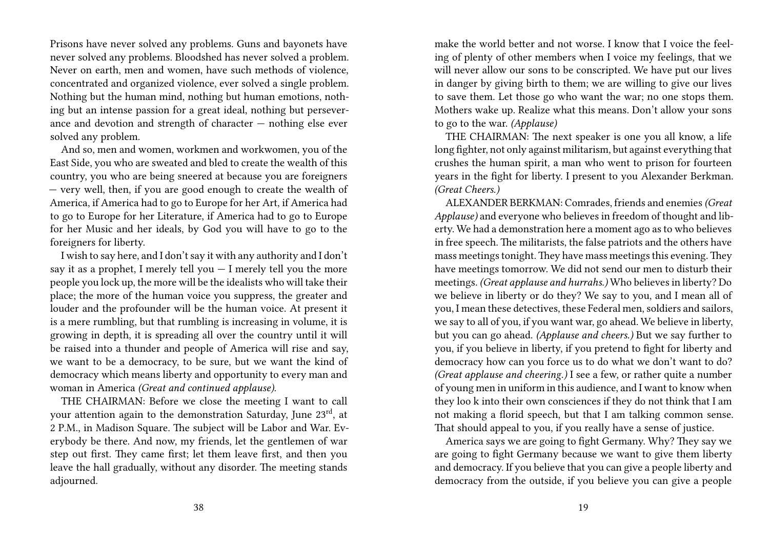Prisons have never solved any problems. Guns and bayonets have never solved any problems. Bloodshed has never solved a problem. Never on earth, men and women, have such methods of violence, concentrated and organized violence, ever solved a single problem. Nothing but the human mind, nothing but human emotions, nothing but an intense passion for a great ideal, nothing but perseverance and devotion and strength of character — nothing else ever solved any problem.

And so, men and women, workmen and workwomen, you of the East Side, you who are sweated and bled to create the wealth of this country, you who are being sneered at because you are foreigners — very well, then, if you are good enough to create the wealth of America, if America had to go to Europe for her Art, if America had to go to Europe for her Literature, if America had to go to Europe for her Music and her ideals, by God you will have to go to the foreigners for liberty.

I wish to say here, and I don't say it with any authority and I don't say it as a prophet, I merely tell you — I merely tell you the more people you lock up, the more will be the idealists who will take their place; the more of the human voice you suppress, the greater and louder and the profounder will be the human voice. At present it is a mere rumbling, but that rumbling is increasing in volume, it is growing in depth, it is spreading all over the country until it will be raised into a thunder and people of America will rise and say, we want to be a democracy, to be sure, but we want the kind of democracy which means liberty and opportunity to every man and woman in America *(Great and continued applause)*.

THE CHAIRMAN: Before we close the meeting I want to call your attention again to the demonstration Saturday, June 23rd, at 2 P.M., in Madison Square. The subject will be Labor and War. Everybody be there. And now, my friends, let the gentlemen of war step out first. They came first; let them leave first, and then you leave the hall gradually, without any disorder. The meeting stands adjourned.

make the world better and not worse. I know that I voice the feeling of plenty of other members when I voice my feelings, that we will never allow our sons to be conscripted. We have put our lives in danger by giving birth to them; we are willing to give our lives to save them. Let those go who want the war; no one stops them. Mothers wake up. Realize what this means. Don't allow your sons to go to the war. *(Applause)*

THE CHAIRMAN: The next speaker is one you all know, a life long fighter, not only against militarism, but against everything that crushes the human spirit, a man who went to prison for fourteen years in the fight for liberty. I present to you Alexander Berkman. *(Great Cheers.)*

ALEXANDER BERKMAN: Comrades, friends and enemies *(Great Applause)* and everyone who believes in freedom of thought and liberty. We had a demonstration here a moment ago as to who believes in free speech. The militarists, the false patriots and the others have mass meetings tonight. They have mass meetings this evening. They have meetings tomorrow. We did not send our men to disturb their meetings. *(Great applause and hurrahs.)* Who believes in liberty? Do we believe in liberty or do they? We say to you, and I mean all of you, I mean these detectives, these Federal men, soldiers and sailors, we say to all of you, if you want war, go ahead. We believe in liberty, but you can go ahead. *(Applause and cheers.)* But we say further to you, if you believe in liberty, if you pretend to fight for liberty and democracy how can you force us to do what we don't want to do? *(Great applause and cheering.)* I see a few, or rather quite a number of young men in uniform in this audience, and I want to know when they loo k into their own consciences if they do not think that I am not making a florid speech, but that I am talking common sense. That should appeal to you, if you really have a sense of justice.

America says we are going to fight Germany. Why? They say we are going to fight Germany because we want to give them liberty and democracy. If you believe that you can give a people liberty and democracy from the outside, if you believe you can give a people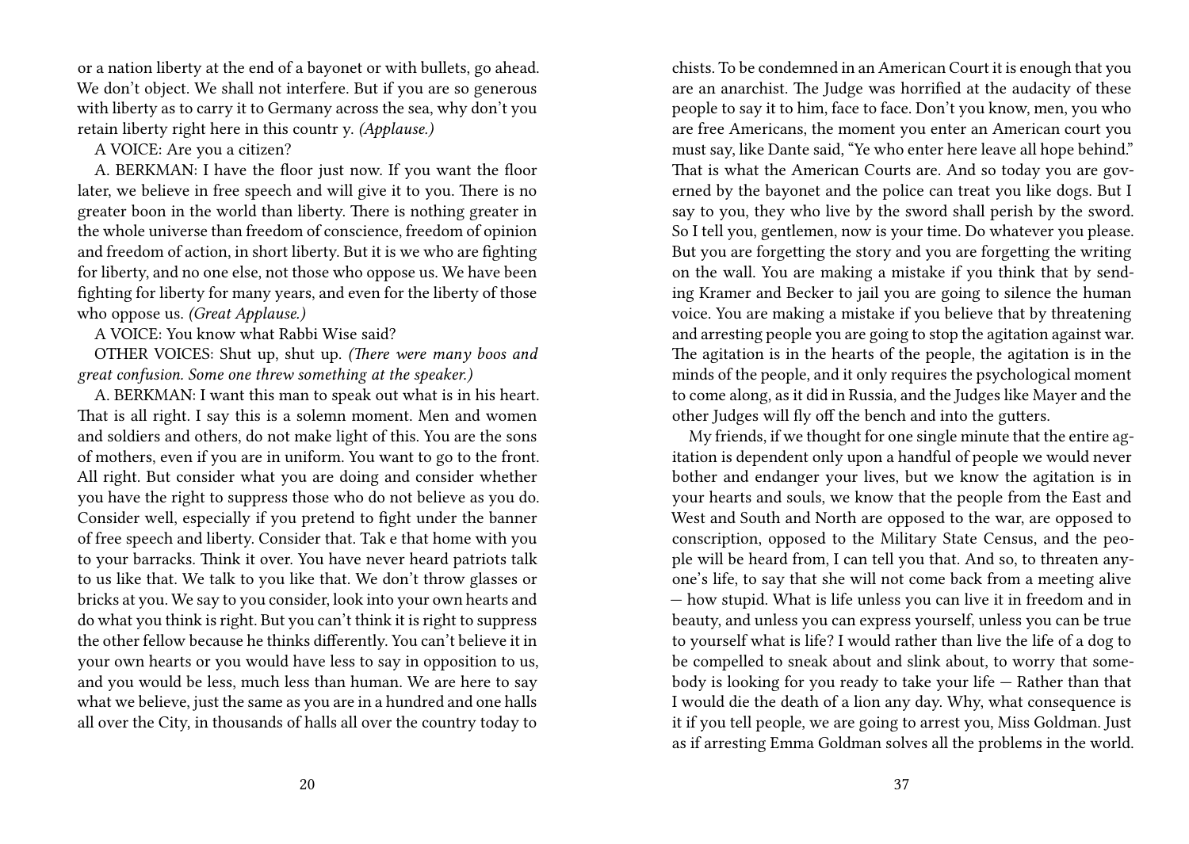or a nation liberty at the end of a bayonet or with bullets, go ahead. We don't object. We shall not interfere. But if you are so generous with liberty as to carry it to Germany across the sea, why don't you retain liberty right here in this countr y. *(Applause.)*

A VOICE: Are you a citizen?

A. BERKMAN: I have the floor just now. If you want the floor later, we believe in free speech and will give it to you. There is no greater boon in the world than liberty. There is nothing greater in the whole universe than freedom of conscience, freedom of opinion and freedom of action, in short liberty. But it is we who are fighting for liberty, and no one else, not those who oppose us. We have been fighting for liberty for many years, and even for the liberty of those who oppose us. *(Great Applause.)*

A VOICE: You know what Rabbi Wise said?

OTHER VOICES: Shut up, shut up. *(There were many boos and great confusion. Some one threw something at the speaker.)*

A. BERKMAN: I want this man to speak out what is in his heart. That is all right. I say this is a solemn moment. Men and women and soldiers and others, do not make light of this. You are the sons of mothers, even if you are in uniform. You want to go to the front. All right. But consider what you are doing and consider whether you have the right to suppress those who do not believe as you do. Consider well, especially if you pretend to fight under the banner of free speech and liberty. Consider that. Tak e that home with you to your barracks. Think it over. You have never heard patriots talk to us like that. We talk to you like that. We don't throw glasses or bricks at you. We say to you consider, look into your own hearts and do what you think is right. But you can't think it is right to suppress the other fellow because he thinks differently. You can't believe it in your own hearts or you would have less to say in opposition to us, and you would be less, much less than human. We are here to say what we believe, just the same as you are in a hundred and one halls all over the City, in thousands of halls all over the country today to

chists. To be condemned in an American Court it is enough that you are an anarchist. The Judge was horrified at the audacity of these people to say it to him, face to face. Don't you know, men, you who are free Americans, the moment you enter an American court you must say, like Dante said, "Ye who enter here leave all hope behind." That is what the American Courts are. And so today you are governed by the bayonet and the police can treat you like dogs. But I say to you, they who live by the sword shall perish by the sword. So I tell you, gentlemen, now is your time. Do whatever you please. But you are forgetting the story and you are forgetting the writing on the wall. You are making a mistake if you think that by sending Kramer and Becker to jail you are going to silence the human voice. You are making a mistake if you believe that by threatening and arresting people you are going to stop the agitation against war. The agitation is in the hearts of the people, the agitation is in the minds of the people, and it only requires the psychological moment to come along, as it did in Russia, and the Judges like Mayer and the other Judges will fly off the bench and into the gutters.

My friends, if we thought for one single minute that the entire agitation is dependent only upon a handful of people we would never bother and endanger your lives, but we know the agitation is in your hearts and souls, we know that the people from the East and West and South and North are opposed to the war, are opposed to conscription, opposed to the Military State Census, and the people will be heard from, I can tell you that. And so, to threaten anyone's life, to say that she will not come back from a meeting alive — how stupid. What is life unless you can live it in freedom and in beauty, and unless you can express yourself, unless you can be true to yourself what is life? I would rather than live the life of a dog to be compelled to sneak about and slink about, to worry that somebody is looking for you ready to take your life — Rather than that I would die the death of a lion any day. Why, what consequence is it if you tell people, we are going to arrest you, Miss Goldman. Just as if arresting Emma Goldman solves all the problems in the world.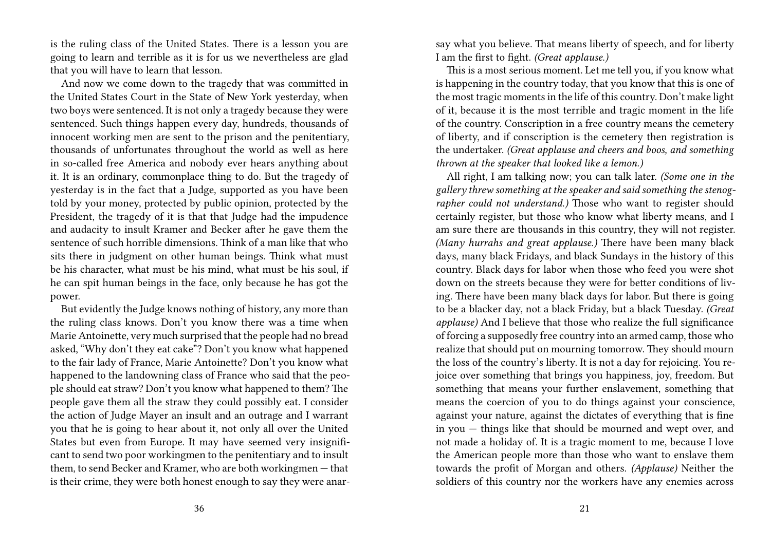is the ruling class of the United States. There is a lesson you are going to learn and terrible as it is for us we nevertheless are glad that you will have to learn that lesson.

And now we come down to the tragedy that was committed in the United States Court in the State of New York yesterday, when two boys were sentenced. It is not only a tragedy because they were sentenced. Such things happen every day, hundreds, thousands of innocent working men are sent to the prison and the penitentiary, thousands of unfortunates throughout the world as well as here in so-called free America and nobody ever hears anything about it. It is an ordinary, commonplace thing to do. But the tragedy of yesterday is in the fact that a Judge, supported as you have been told by your money, protected by public opinion, protected by the President, the tragedy of it is that that Judge had the impudence and audacity to insult Kramer and Becker after he gave them the sentence of such horrible dimensions. Think of a man like that who sits there in judgment on other human beings. Think what must be his character, what must be his mind, what must be his soul, if he can spit human beings in the face, only because he has got the power.

But evidently the Judge knows nothing of history, any more than the ruling class knows. Don't you know there was a time when Marie Antoinette, very much surprised that the people had no bread asked, "Why don't they eat cake"? Don't you know what happened to the fair lady of France, Marie Antoinette? Don't you know what happened to the landowning class of France who said that the people should eat straw? Don't you know what happened to them? The people gave them all the straw they could possibly eat. I consider the action of Judge Mayer an insult and an outrage and I warrant you that he is going to hear about it, not only all over the United States but even from Europe. It may have seemed very insignificant to send two poor workingmen to the penitentiary and to insult them, to send Becker and Kramer, who are both workingmen — that is their crime, they were both honest enough to say they were anar-

say what you believe. That means liberty of speech, and for liberty I am the first to fight. *(Great applause.)*

This is a most serious moment. Let me tell you, if you know what is happening in the country today, that you know that this is one of the most tragic moments in the life of this country. Don't make light of it, because it is the most terrible and tragic moment in the life of the country. Conscription in a free country means the cemetery of liberty, and if conscription is the cemetery then registration is the undertaker. *(Great applause and cheers and boos, and something thrown at the speaker that looked like a lemon.)*

All right, I am talking now; you can talk later. *(Some one in the gallery threw something at the speaker and said something the stenographer could not understand.)* Those who want to register should certainly register, but those who know what liberty means, and I am sure there are thousands in this country, they will not register. *(Many hurrahs and great applause.)* There have been many black days, many black Fridays, and black Sundays in the history of this country. Black days for labor when those who feed you were shot down on the streets because they were for better conditions of living. There have been many black days for labor. But there is going to be a blacker day, not a black Friday, but a black Tuesday. *(Great applause)* And I believe that those who realize the full significance of forcing a supposedly free country into an armed camp, those who realize that should put on mourning tomorrow. They should mourn the loss of the country's liberty. It is not a day for rejoicing. You rejoice over something that brings you happiness, joy, freedom. But something that means your further enslavement, something that means the coercion of you to do things against your conscience, against your nature, against the dictates of everything that is fine in you — things like that should be mourned and wept over, and not made a holiday of. It is a tragic moment to me, because I love the American people more than those who want to enslave them towards the profit of Morgan and others. *(Applause)* Neither the soldiers of this country nor the workers have any enemies across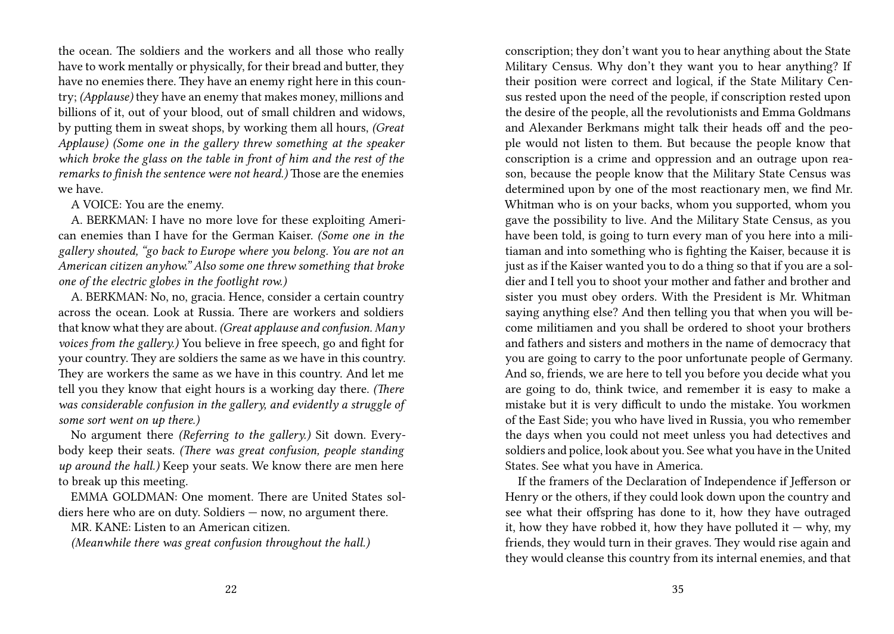the ocean. The soldiers and the workers and all those who really have to work mentally or physically, for their bread and butter, they have no enemies there. They have an enemy right here in this country; *(Applause)* they have an enemy that makes money, millions and billions of it, out of your blood, out of small children and widows, by putting them in sweat shops, by working them all hours, *(Great Applause) (Some one in the gallery threw something at the speaker which broke the glass on the table in front of him and the rest of the remarks to finish the sentence were not heard.)* Those are the enemies we have.

A VOICE: You are the enemy.

A. BERKMAN: I have no more love for these exploiting American enemies than I have for the German Kaiser. *(Some one in the gallery shouted, "go back to Europe where you belong. You are not an American citizen anyhow." Also some one threw something that broke one of the electric globes in the footlight row.)*

A. BERKMAN: No, no, gracia. Hence, consider a certain country across the ocean. Look at Russia. There are workers and soldiers that know what they are about. *(Great applause and confusion. Many voices from the gallery.)* You believe in free speech, go and fight for your country. They are soldiers the same as we have in this country. They are workers the same as we have in this country. And let me tell you they know that eight hours is a working day there. *(There was considerable confusion in the gallery, and evidently a struggle of some sort went on up there.)*

No argument there *(Referring to the gallery.)* Sit down. Everybody keep their seats. *(There was great confusion, people standing up around the hall.)* Keep your seats. We know there are men here to break up this meeting.

EMMA GOLDMAN: One moment. There are United States soldiers here who are on duty. Soldiers — now, no argument there.

MR. KANE: Listen to an American citizen.

*(Meanwhile there was great confusion throughout the hall.)*

conscription; they don't want you to hear anything about the State Military Census. Why don't they want you to hear anything? If their position were correct and logical, if the State Military Census rested upon the need of the people, if conscription rested upon the desire of the people, all the revolutionists and Emma Goldmans and Alexander Berkmans might talk their heads off and the people would not listen to them. But because the people know that conscription is a crime and oppression and an outrage upon reason, because the people know that the Military State Census was determined upon by one of the most reactionary men, we find Mr. Whitman who is on your backs, whom you supported, whom you gave the possibility to live. And the Military State Census, as you have been told, is going to turn every man of you here into a militiaman and into something who is fighting the Kaiser, because it is just as if the Kaiser wanted you to do a thing so that if you are a soldier and I tell you to shoot your mother and father and brother and sister you must obey orders. With the President is Mr. Whitman saying anything else? And then telling you that when you will become militiamen and you shall be ordered to shoot your brothers and fathers and sisters and mothers in the name of democracy that you are going to carry to the poor unfortunate people of Germany. And so, friends, we are here to tell you before you decide what you are going to do, think twice, and remember it is easy to make a mistake but it is very difficult to undo the mistake. You workmen of the East Side; you who have lived in Russia, you who remember the days when you could not meet unless you had detectives and soldiers and police, look about you. See what you have in the United States. See what you have in America.

If the framers of the Declaration of Independence if Jefferson or Henry or the others, if they could look down upon the country and see what their offspring has done to it, how they have outraged it, how they have robbed it, how they have polluted it — why, my friends, they would turn in their graves. They would rise again and they would cleanse this country from its internal enemies, and that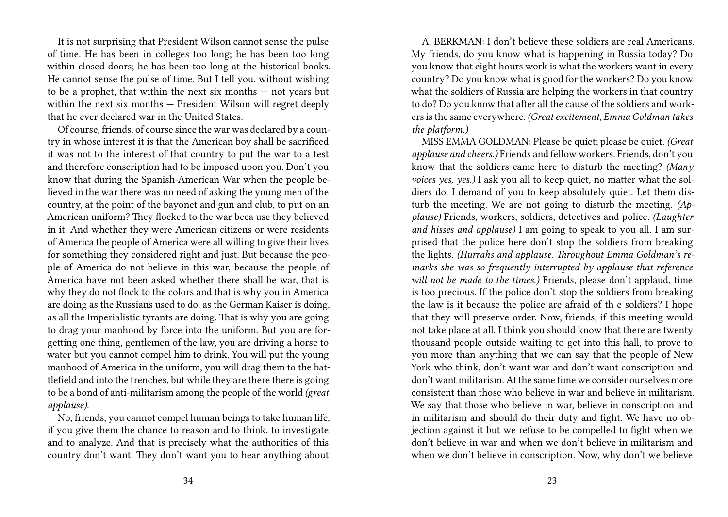It is not surprising that President Wilson cannot sense the pulse of time. He has been in colleges too long; he has been too long within closed doors; he has been too long at the historical books. He cannot sense the pulse of time. But I tell you, without wishing to be a prophet, that within the next six months — not years but within the next six months — President Wilson will regret deeply that he ever declared war in the United States.

Of course, friends, of course since the war was declared by a country in whose interest it is that the American boy shall be sacrificed it was not to the interest of that country to put the war to a test and therefore conscription had to be imposed upon you. Don't you know that during the Spanish-American War when the people believed in the war there was no need of asking the young men of the country, at the point of the bayonet and gun and club, to put on an American uniform? They flocked to the war beca use they believed in it. And whether they were American citizens or were residents of America the people of America were all willing to give their lives for something they considered right and just. But because the people of America do not believe in this war, because the people of America have not been asked whether there shall be war, that is why they do not flock to the colors and that is why you in America are doing as the Russians used to do, as the German Kaiser is doing, as all the Imperialistic tyrants are doing. That is why you are going to drag your manhood by force into the uniform. But you are forgetting one thing, gentlemen of the law, you are driving a horse to water but you cannot compel him to drink. You will put the young manhood of America in the uniform, you will drag them to the battlefield and into the trenches, but while they are there there is going to be a bond of anti-militarism among the people of the world *(great applause)*.

No, friends, you cannot compel human beings to take human life, if you give them the chance to reason and to think, to investigate and to analyze. And that is precisely what the authorities of this country don't want. They don't want you to hear anything about

A. BERKMAN: I don't believe these soldiers are real Americans. My friends, do you know what is happening in Russia today? Do you know that eight hours work is what the workers want in every country? Do you know what is good for the workers? Do you know what the soldiers of Russia are helping the workers in that country to do? Do you know that after all the cause of the soldiers and workers is the same everywhere. *(Great excitement, Emma Goldman takes the platform.)*

MISS EMMA GOLDMAN: Please be quiet; please be quiet. *(Great applause and cheers.)* Friends and fellow workers. Friends, don't you know that the soldiers came here to disturb the meeting? *(Many voices yes, yes.)* I ask you all to keep quiet, no matter what the soldiers do. I demand of you to keep absolutely quiet. Let them disturb the meeting. We are not going to disturb the meeting. *(Applause)* Friends, workers, soldiers, detectives and police. *(Laughter and hisses and applause)* I am going to speak to you all. I am surprised that the police here don't stop the soldiers from breaking the lights. *(Hurrahs and applause. Throughout Emma Goldman's remarks she was so frequently interrupted by applause that reference will not be made to the times.)* Friends, please don't applaud, time is too precious. If the police don't stop the soldiers from breaking the law is it because the police are afraid of th e soldiers? I hope that they will preserve order. Now, friends, if this meeting would not take place at all, I think you should know that there are twenty thousand people outside waiting to get into this hall, to prove to you more than anything that we can say that the people of New York who think, don't want war and don't want conscription and don't want militarism. At the same time we consider ourselves more consistent than those who believe in war and believe in militarism. We say that those who believe in war, believe in conscription and in militarism and should do their duty and fight. We have no objection against it but we refuse to be compelled to fight when we don't believe in war and when we don't believe in militarism and when we don't believe in conscription. Now, why don't we believe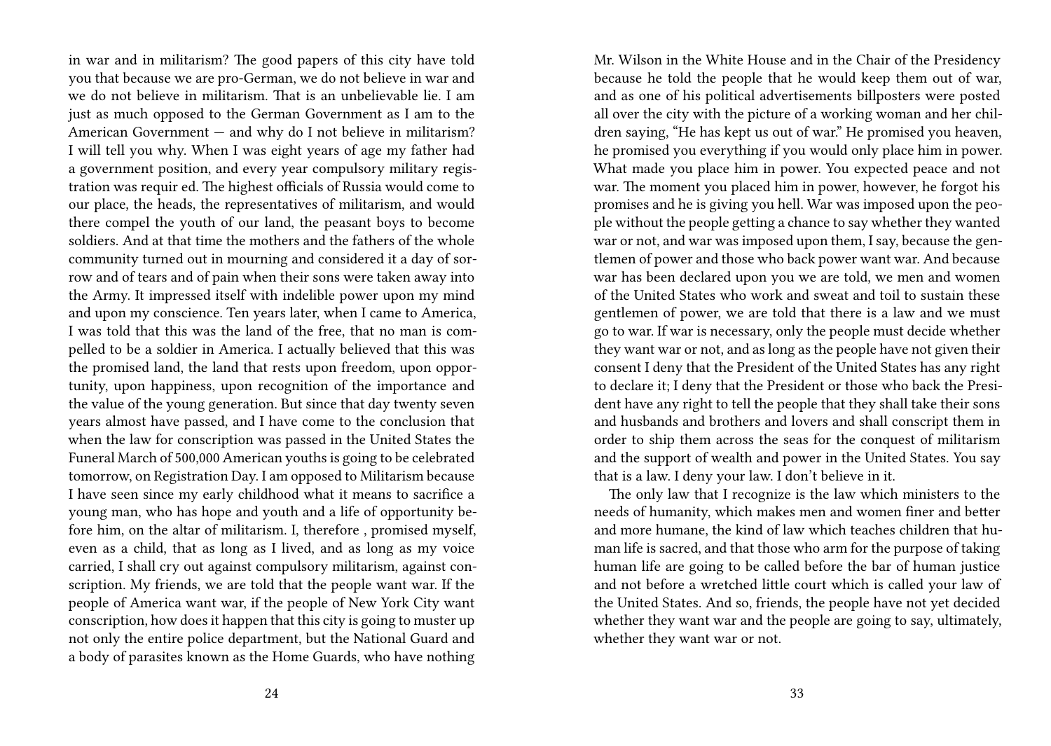in war and in militarism? The good papers of this city have told you that because we are pro-German, we do not believe in war and we do not believe in militarism. That is an unbelievable lie. I am just as much opposed to the German Government as I am to the American Government — and why do I not believe in militarism? I will tell you why. When I was eight years of age my father had a government position, and every year compulsory military registration was requir ed. The highest officials of Russia would come to our place, the heads, the representatives of militarism, and would there compel the youth of our land, the peasant boys to become soldiers. And at that time the mothers and the fathers of the whole community turned out in mourning and considered it a day of sorrow and of tears and of pain when their sons were taken away into the Army. It impressed itself with indelible power upon my mind and upon my conscience. Ten years later, when I came to America, I was told that this was the land of the free, that no man is compelled to be a soldier in America. I actually believed that this was the promised land, the land that rests upon freedom, upon opportunity, upon happiness, upon recognition of the importance and the value of the young generation. But since that day twenty seven years almost have passed, and I have come to the conclusion that when the law for conscription was passed in the United States the Funeral March of 500,000 American youths is going to be celebrated tomorrow, on Registration Day. I am opposed to Militarism because I have seen since my early childhood what it means to sacrifice a young man, who has hope and youth and a life of opportunity before him, on the altar of militarism. I, therefore , promised myself, even as a child, that as long as I lived, and as long as my voice carried, I shall cry out against compulsory militarism, against conscription. My friends, we are told that the people want war. If the people of America want war, if the people of New York City want conscription, how does it happen that this city is going to muster up not only the entire police department, but the National Guard and a body of parasites known as the Home Guards, who have nothing

Mr. Wilson in the White House and in the Chair of the Presidency because he told the people that he would keep them out of war, and as one of his political advertisements billposters were posted all over the city with the picture of a working woman and her children saying, "He has kept us out of war." He promised you heaven, he promised you everything if you would only place him in power. What made you place him in power. You expected peace and not war. The moment you placed him in power, however, he forgot his promises and he is giving you hell. War was imposed upon the people without the people getting a chance to say whether they wanted war or not, and war was imposed upon them, I say, because the gentlemen of power and those who back power want war. And because war has been declared upon you we are told, we men and women of the United States who work and sweat and toil to sustain these gentlemen of power, we are told that there is a law and we must go to war. If war is necessary, only the people must decide whether they want war or not, and as long as the people have not given their consent I deny that the President of the United States has any right to declare it; I deny that the President or those who back the President have any right to tell the people that they shall take their sons and husbands and brothers and lovers and shall conscript them in order to ship them across the seas for the conquest of militarism and the support of wealth and power in the United States. You say that is a law. I deny your law. I don't believe in it.

The only law that I recognize is the law which ministers to the needs of humanity, which makes men and women finer and better and more humane, the kind of law which teaches children that human life is sacred, and that those who arm for the purpose of taking human life are going to be called before the bar of human justice and not before a wretched little court which is called your law of the United States. And so, friends, the people have not yet decided whether they want war and the people are going to say, ultimately, whether they want war or not.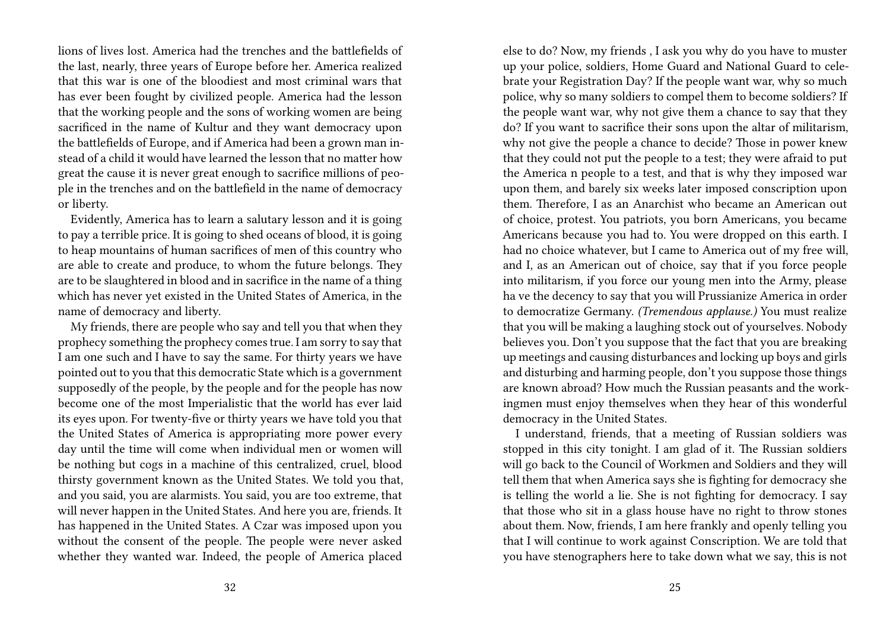lions of lives lost. America had the trenches and the battlefields of the last, nearly, three years of Europe before her. America realized that this war is one of the bloodiest and most criminal wars that has ever been fought by civilized people. America had the lesson that the working people and the sons of working women are being sacrificed in the name of Kultur and they want democracy upon the battlefields of Europe, and if America had been a grown man instead of a child it would have learned the lesson that no matter how great the cause it is never great enough to sacrifice millions of people in the trenches and on the battlefield in the name of democracy or liberty.

Evidently, America has to learn a salutary lesson and it is going to pay a terrible price. It is going to shed oceans of blood, it is going to heap mountains of human sacrifices of men of this country who are able to create and produce, to whom the future belongs. They are to be slaughtered in blood and in sacrifice in the name of a thing which has never yet existed in the United States of America, in the name of democracy and liberty.

My friends, there are people who say and tell you that when they prophecy something the prophecy comes true. I am sorry to say that I am one such and I have to say the same. For thirty years we have pointed out to you that this democratic State which is a government supposedly of the people, by the people and for the people has now become one of the most Imperialistic that the world has ever laid its eyes upon. For twenty-five or thirty years we have told you that the United States of America is appropriating more power every day until the time will come when individual men or women will be nothing but cogs in a machine of this centralized, cruel, blood thirsty government known as the United States. We told you that, and you said, you are alarmists. You said, you are too extreme, that will never happen in the United States. And here you are, friends. It has happened in the United States. A Czar was imposed upon you without the consent of the people. The people were never asked whether they wanted war. Indeed, the people of America placed

else to do? Now, my friends , I ask you why do you have to muster up your police, soldiers, Home Guard and National Guard to celebrate your Registration Day? If the people want war, why so much police, why so many soldiers to compel them to become soldiers? If the people want war, why not give them a chance to say that they do? If you want to sacrifice their sons upon the altar of militarism, why not give the people a chance to decide? Those in power knew that they could not put the people to a test; they were afraid to put the America n people to a test, and that is why they imposed war upon them, and barely six weeks later imposed conscription upon them. Therefore, I as an Anarchist who became an American out of choice, protest. You patriots, you born Americans, you became Americans because you had to. You were dropped on this earth. I had no choice whatever, but I came to America out of my free will, and I, as an American out of choice, say that if you force people into militarism, if you force our young men into the Army, please ha ve the decency to say that you will Prussianize America in order to democratize Germany. *(Tremendous applause.)* You must realize that you will be making a laughing stock out of yourselves. Nobody believes you. Don't you suppose that the fact that you are breaking up meetings and causing disturbances and locking up boys and girls and disturbing and harming people, don't you suppose those things are known abroad? How much the Russian peasants and the workingmen must enjoy themselves when they hear of this wonderful democracy in the United States.

I understand, friends, that a meeting of Russian soldiers was stopped in this city tonight. I am glad of it. The Russian soldiers will go back to the Council of Workmen and Soldiers and they will tell them that when America says she is fighting for democracy she is telling the world a lie. She is not fighting for democracy. I say that those who sit in a glass house have no right to throw stones about them. Now, friends, I am here frankly and openly telling you that I will continue to work against Conscription. We are told that you have stenographers here to take down what we say, this is not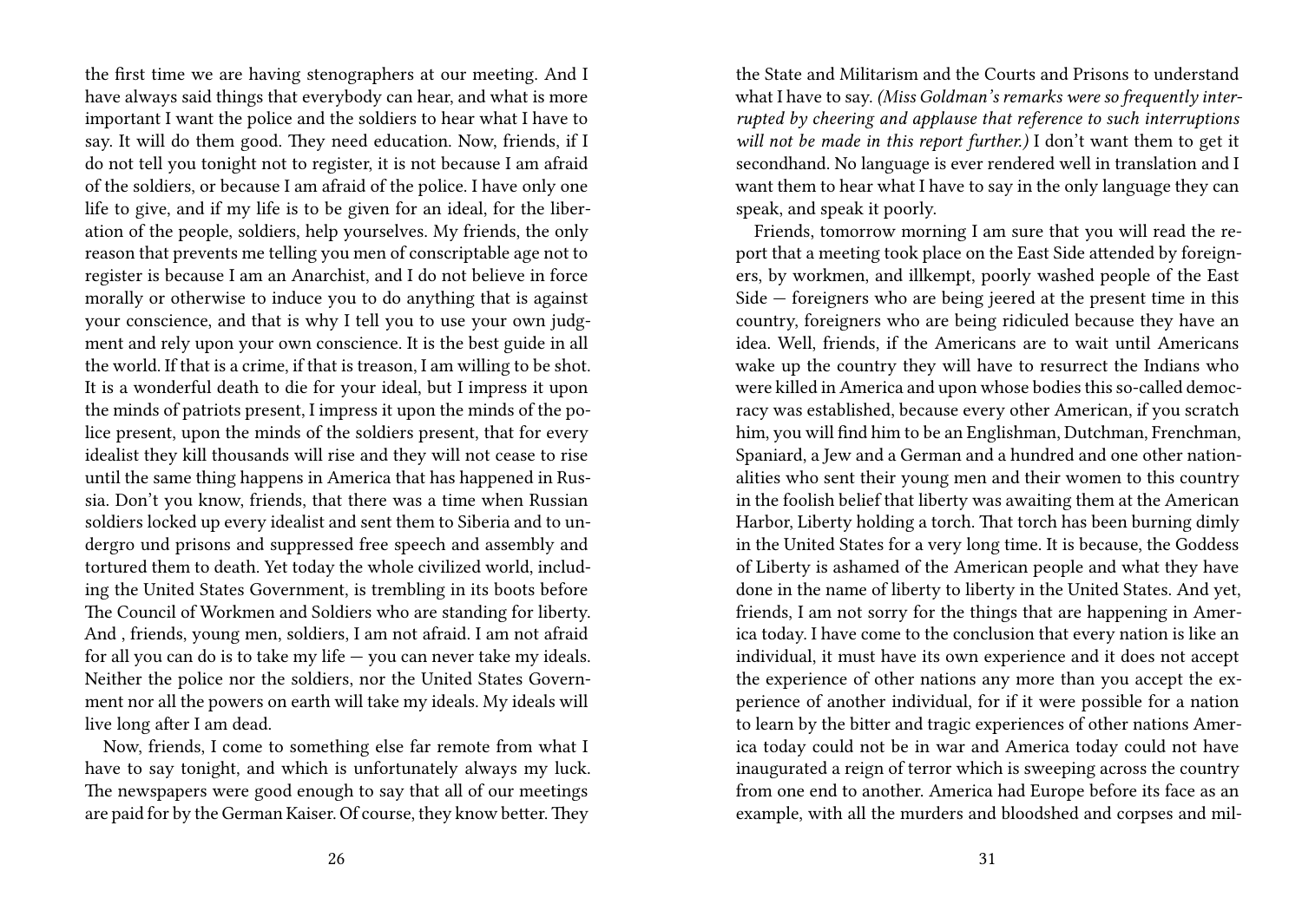the first time we are having stenographers at our meeting. And I have always said things that everybody can hear, and what is more important I want the police and the soldiers to hear what I have to say. It will do them good. They need education. Now, friends, if I do not tell you tonight not to register, it is not because I am afraid of the soldiers, or because I am afraid of the police. I have only one life to give, and if my life is to be given for an ideal, for the liberation of the people, soldiers, help yourselves. My friends, the only reason that prevents me telling you men of conscriptable age not to register is because I am an Anarchist, and I do not believe in force morally or otherwise to induce you to do anything that is against your conscience, and that is why I tell you to use your own judgment and rely upon your own conscience. It is the best guide in all the world. If that is a crime, if that is treason, I am willing to be shot. It is a wonderful death to die for your ideal, but I impress it upon the minds of patriots present, I impress it upon the minds of the police present, upon the minds of the soldiers present, that for every idealist they kill thousands will rise and they will not cease to rise until the same thing happens in America that has happened in Russia. Don't you know, friends, that there was a time when Russian soldiers locked up every idealist and sent them to Siberia and to undergro und prisons and suppressed free speech and assembly and tortured them to death. Yet today the whole civilized world, including the United States Government, is trembling in its boots before The Council of Workmen and Soldiers who are standing for liberty. And , friends, young men, soldiers, I am not afraid. I am not afraid for all you can do is to take my life — you can never take my ideals. Neither the police nor the soldiers, nor the United States Government nor all the powers on earth will take my ideals. My ideals will live long after I am dead.

Now, friends, I come to something else far remote from what I have to say tonight, and which is unfortunately always my luck. The newspapers were good enough to say that all of our meetings are paid for by the German Kaiser. Of course, they know better. They

the State and Militarism and the Courts and Prisons to understand what I have to say. *(Miss Goldman's remarks were so frequently interrupted by cheering and applause that reference to such interruptions will not be made in this report further.)* I don't want them to get it secondhand. No language is ever rendered well in translation and I want them to hear what I have to say in the only language they can speak, and speak it poorly.

Friends, tomorrow morning I am sure that you will read the report that a meeting took place on the East Side attended by foreigners, by workmen, and illkempt, poorly washed people of the East Side — foreigners who are being jeered at the present time in this country, foreigners who are being ridiculed because they have an idea. Well, friends, if the Americans are to wait until Americans wake up the country they will have to resurrect the Indians who were killed in America and upon whose bodies this so-called democracy was established, because every other American, if you scratch him, you will find him to be an Englishman, Dutchman, Frenchman, Spaniard, a Jew and a German and a hundred and one other nationalities who sent their young men and their women to this country in the foolish belief that liberty was awaiting them at the American Harbor, Liberty holding a torch. That torch has been burning dimly in the United States for a very long time. It is because, the Goddess of Liberty is ashamed of the American people and what they have done in the name of liberty to liberty in the United States. And yet, friends, I am not sorry for the things that are happening in America today. I have come to the conclusion that every nation is like an individual, it must have its own experience and it does not accept the experience of other nations any more than you accept the experience of another individual, for if it were possible for a nation to learn by the bitter and tragic experiences of other nations America today could not be in war and America today could not have inaugurated a reign of terror which is sweeping across the country from one end to another. America had Europe before its face as an example, with all the murders and bloodshed and corpses and mil-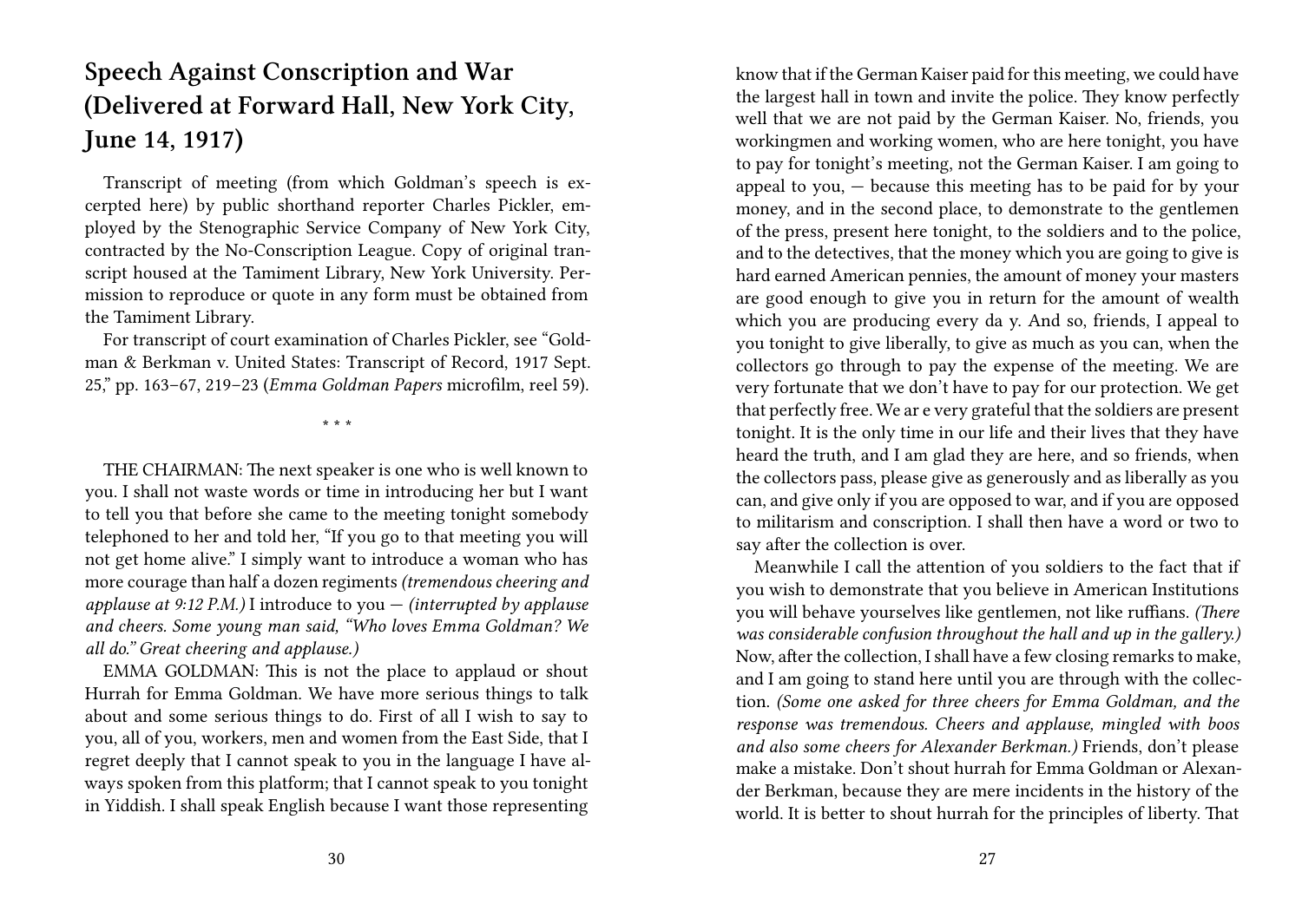## Speech Against Conscription and War (Delivered at Forward Hall, New York City, June 14, 1917)

Transcript of meeting (from which Goldman's speech is excerpted here) by public shorthand reporter Charles Pickler, employed by the Stenographic Service Company of New York City, contracted by the No-Conscription League. Copy of original transcript housed at the Tamiment Library, New York University. Permission to reproduce or quote in any form must be obtained from the Tamiment Library.

For transcript of court examination of Charles Pickler, see "Goldman & Berkman v. United States: Transcript of Record, 1917 Sept. 25," pp. 163–67, 219–23 (*Emma Goldman Papers* microfilm, reel 59).

\* \* \*

THE CHAIRMAN: The next speaker is one who is well known to you. I shall not waste words or time in introducing her but I want to tell you that before she came to the meeting tonight somebody telephoned to her and told her, "If you go to that meeting you will not get home alive." I simply want to introduce a woman who has more courage than half a dozen regiments *(tremendous cheering and applause at 9:12 P.M.)* I introduce to you — *(interrupted by applause and cheers. Some young man said, "Who loves Emma Goldman? We all do." Great cheering and applause.)*

EMMA GOLDMAN: This is not the place to applaud or shout Hurrah for Emma Goldman. We have more serious things to talk about and some serious things to do. First of all I wish to say to you, all of you, workers, men and women from the East Side, that I regret deeply that I cannot speak to you in the language I have always spoken from this platform; that I cannot speak to you tonight in Yiddish. I shall speak English because I want those representing

know that if the German Kaiser paid for this meeting, we could have the largest hall in town and invite the police. They know perfectly well that we are not paid by the German Kaiser. No, friends, you workingmen and working women, who are here tonight, you have to pay for tonight's meeting, not the German Kaiser. I am going to appeal to you, — because this meeting has to be paid for by your money, and in the second place, to demonstrate to the gentlemen of the press, present here tonight, to the soldiers and to the police, and to the detectives, that the money which you are going to give is hard earned American pennies, the amount of money your masters are good enough to give you in return for the amount of wealth which you are producing every da y. And so, friends, I appeal to you tonight to give liberally, to give as much as you can, when the collectors go through to pay the expense of the meeting. We are very fortunate that we don't have to pay for our protection. We get that perfectly free. We ar e very grateful that the soldiers are present tonight. It is the only time in our life and their lives that they have heard the truth, and I am glad they are here, and so friends, when the collectors pass, please give as generously and as liberally as you can, and give only if you are opposed to war, and if you are opposed to militarism and conscription. I shall then have a word or two to say after the collection is over.

Meanwhile I call the attention of you soldiers to the fact that if you wish to demonstrate that you believe in American Institutions you will behave yourselves like gentlemen, not like ruffians. *(There was considerable confusion throughout the hall and up in the gallery.)* Now, after the collection, I shall have a few closing remarks to make, and I am going to stand here until you are through with the collection. *(Some one asked for three cheers for Emma Goldman, and the response was tremendous. Cheers and applause, mingled with boos and also some cheers for Alexander Berkman.)* Friends, don't please make a mistake. Don't shout hurrah for Emma Goldman or Alexander Berkman, because they are mere incidents in the history of the world. It is better to shout hurrah for the principles of liberty. That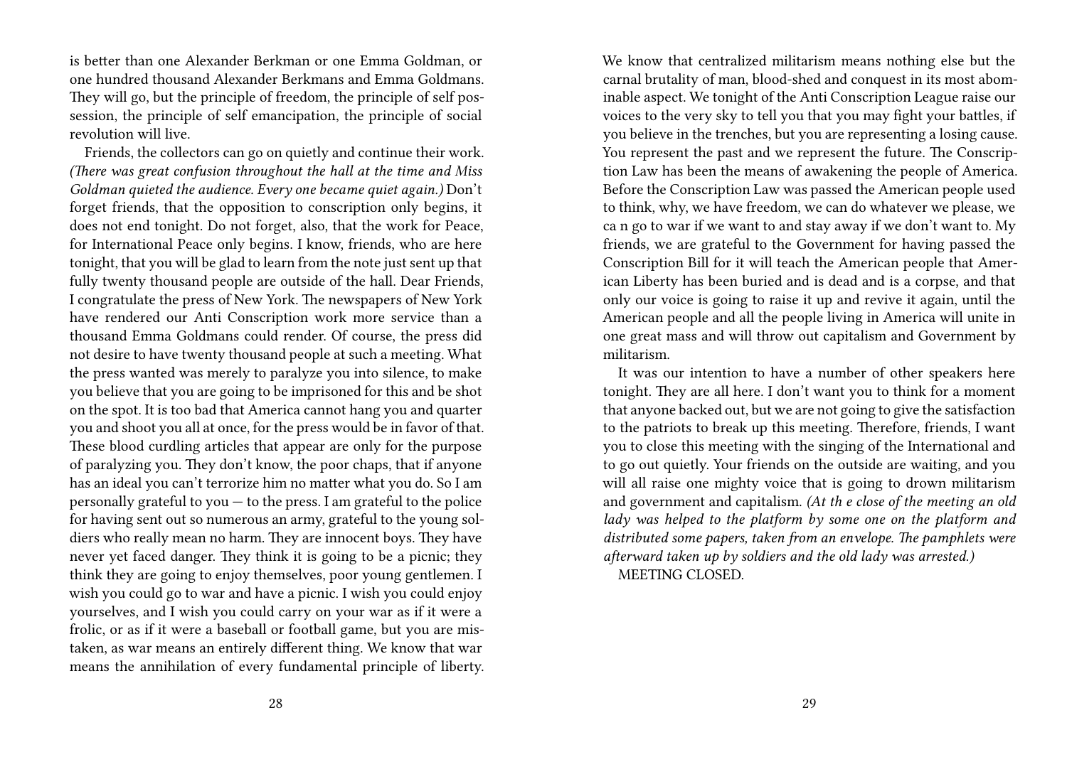is better than one Alexander Berkman or one Emma Goldman, or one hundred thousand Alexander Berkmans and Emma Goldmans. They will go, but the principle of freedom, the principle of self possession, the principle of self emancipation, the principle of social revolution will live.

Friends, the collectors can go on quietly and continue their work. *(There was great confusion throughout the hall at the time and Miss Goldman quieted the audience. Every one became quiet again.)* Don't forget friends, that the opposition to conscription only begins, it does not end tonight. Do not forget, also, that the work for Peace, for International Peace only begins. I know, friends, who are here tonight, that you will be glad to learn from the note just sent up that fully twenty thousand people are outside of the hall. Dear Friends, I congratulate the press of New York. The newspapers of New York have rendered our Anti Conscription work more service than a thousand Emma Goldmans could render. Of course, the press did not desire to have twenty thousand people at such a meeting. What the press wanted was merely to paralyze you into silence, to make you believe that you are going to be imprisoned for this and be shot on the spot. It is too bad that America cannot hang you and quarter you and shoot you all at once, for the press would be in favor of that. These blood curdling articles that appear are only for the purpose of paralyzing you. They don't know, the poor chaps, that if anyone has an ideal you can't terrorize him no matter what you do. So I am personally grateful to you — to the press. I am grateful to the police for having sent out so numerous an army, grateful to the young soldiers who really mean no harm. They are innocent boys. They have never yet faced danger. They think it is going to be a picnic; they think they are going to enjoy themselves, poor young gentlemen. I wish you could go to war and have a picnic. I wish you could enjoy yourselves, and I wish you could carry on your war as if it were a frolic, or as if it were a baseball or football game, but you are mistaken, as war means an entirely different thing. We know that war means the annihilation of every fundamental principle of liberty. We know that centralized militarism means nothing else but the carnal brutality of man, blood-shed and conquest in its most abominable aspect. We tonight of the Anti Conscription League raise our voices to the very sky to tell you that you may fight your battles, if you believe in the trenches, but you are representing a losing cause. You represent the past and we represent the future. The Conscription Law has been the means of awakening the people of America. Before the Conscription Law was passed the American people used to think, why, we have freedom, we can do whatever we please, we ca n go to war if we want to and stay away if we don't want to. My friends, we are grateful to the Government for having passed the Conscription Bill for it will teach the American people that American Liberty has been buried and is dead and is a corpse, and that only our voice is going to raise it up and revive it again, until the American people and all the people living in America will unite in one great mass and will throw out capitalism and Government by militarism.

It was our intention to have a number of other speakers here tonight. They are all here. I don't want you to think for a moment that anyone backed out, but we are not going to give the satisfaction to the patriots to break up this meeting. Therefore, friends, I want you to close this meeting with the singing of the International and to go out quietly. Your friends on the outside are waiting, and you will all raise one mighty voice that is going to drown militarism and government and capitalism. *(At th e close of the meeting an old lady was helped to the platform by some one on the platform and distributed some papers, taken from an envelope. The pamphlets were afterward taken up by soldiers and the old lady was arrested.)*

MEETING CLOSED.